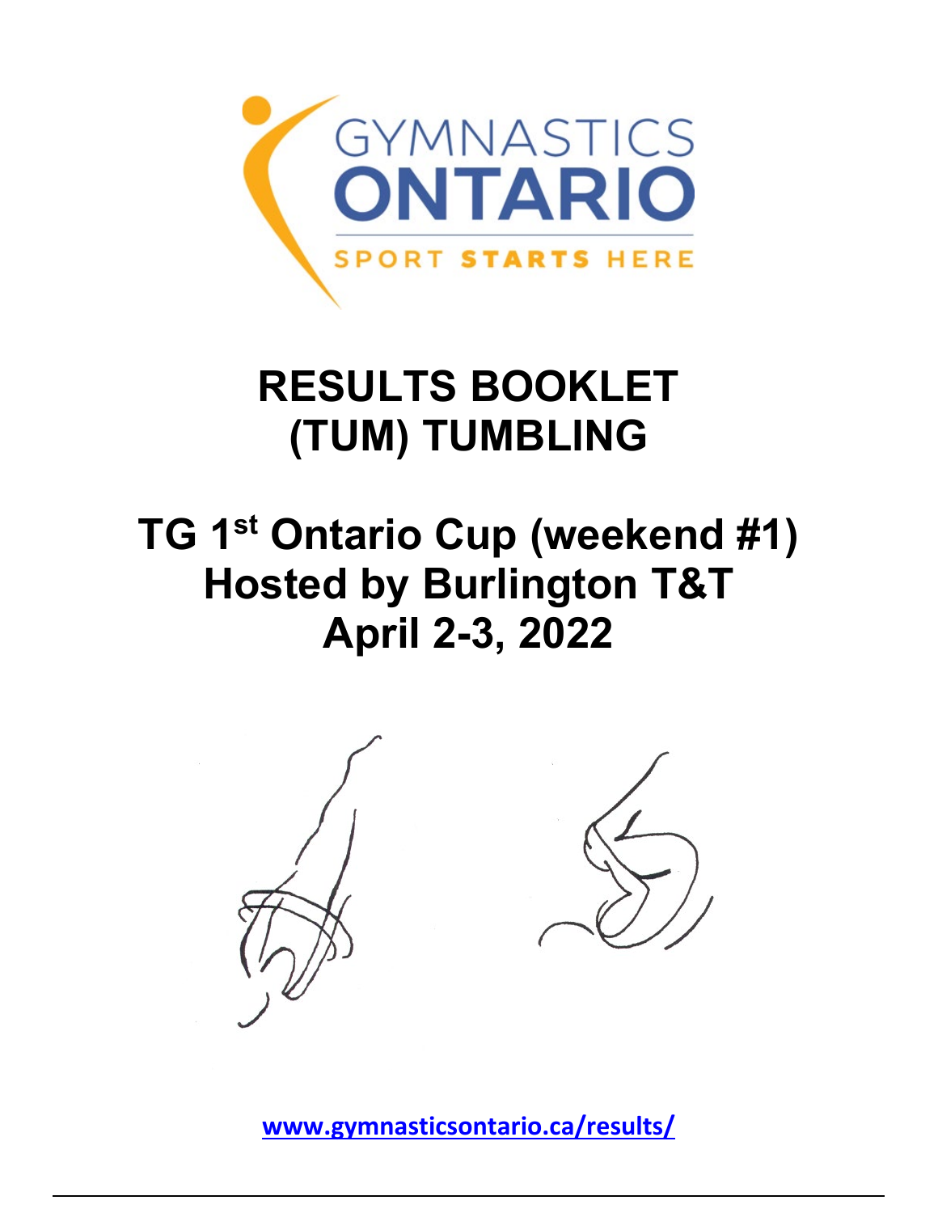# RESULTS BOOKLET
# (TUM) TUMBLING

## TG 1st Ontario Cup (weekend #1)
## Hosted by Burlington T&T
## April 2-3, 2022

www.gymnasticsontario.ca/results/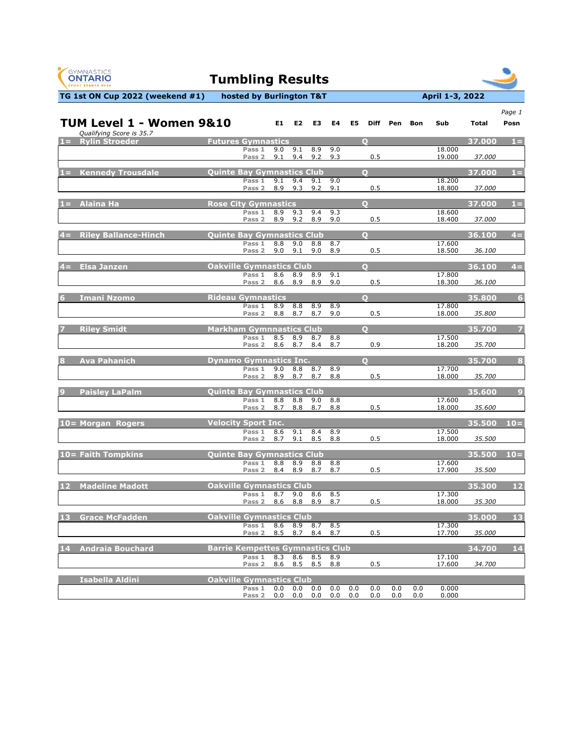# Tumbling Results

**TG 1st ON Cup 2022 (weekend #1)** hosted by Burlington T&T — April 1-3, 2022

## TUM Level 1 - Women 9&10

*Qualifying Score is 35.7*

| Posn | Name | Club | Pass | E1 | E2 | E3 | E4 | E5 | Diff | Pen | Bon | Sub | Total | Posn |
|---|---|---|---|---|---|---|---|---|---|---|---|---|---|---|
| 1= | Rylin Stroeder | Futures Gymnastics | | | | | | | Q | | | | 37.000 | 1= |
| | | | Pass 1 | 9.0 | 9.1 | 8.9 | 9.0 | | | | | 18.000 | | |
| | | | Pass 2 | 9.1 | 9.4 | 9.2 | 9.3 | | 0.5 | | | 19.000 | 37.000 | |
| 1= | Kennedy Trousdale | Quinte Bay Gymnastics Club | | | | | | | Q | | | | 37.000 | 1= |
| | | | Pass 1 | 9.1 | 9.4 | 9.1 | 9.0 | | | | | 18.200 | | |
| | | | Pass 2 | 8.9 | 9.3 | 9.2 | 9.1 | | 0.5 | | | 18.800 | 37.000 | |
| 1= | Alaina Ha | Rose City Gymnastics | | | | | | | Q | | | | 37.000 | 1= |
| | | | Pass 1 | 8.9 | 9.3 | 9.4 | 9.3 | | | | | 18.600 | | |
| | | | Pass 2 | 8.9 | 9.2 | 8.9 | 9.0 | | 0.5 | | | 18.400 | 37.000 | |
| 4= | Riley Ballance-Hinch | Quinte Bay Gymnastics Club | | | | | | | Q | | | | 36.100 | 4= |
| | | | Pass 1 | 8.8 | 9.0 | 8.8 | 8.7 | | | | | 17.600 | | |
| | | | Pass 2 | 9.0 | 9.1 | 9.0 | 8.9 | | 0.5 | | | 18.500 | 36.100 | |
| 4= | Elsa Janzen | Oakville Gymnastics Club | | | | | | | Q | | | | 36.100 | 4= |
| | | | Pass 1 | 8.6 | 8.9 | 8.9 | 9.1 | | | | | 17.800 | | |
| | | | Pass 2 | 8.6 | 8.9 | 8.9 | 9.0 | | 0.5 | | | 18.300 | 36.100 | |
| 6 | Imani Nzomo | Rideau Gymnastics | | | | | | | Q | | | | 35.800 | 6 |
| | | | Pass 1 | 8.9 | 8.8 | 8.9 | 8.9 | | | | | 17.800 | | |
| | | | Pass 2 | 8.8 | 8.7 | 8.7 | 9.0 | | 0.5 | | | 18.000 | 35.800 | |
| 7 | Riley Smidt | Markham Gymnnastics Club | | | | | | | Q | | | | 35.700 | 7 |
| | | | Pass 1 | 8.5 | 8.9 | 8.7 | 8.8 | | | | | 17.500 | | |
| | | | Pass 2 | 8.6 | 8.7 | 8.4 | 8.7 | | 0.9 | | | 18.200 | 35.700 | |
| 8 | Ava Pahanich | Dynamo Gymnastics Inc. | | | | | | | Q | | | | 35.700 | 8 |
| | | | Pass 1 | 9.0 | 8.8 | 8.7 | 8.9 | | | | | 17.700 | | |
| | | | Pass 2 | 8.9 | 8.7 | 8.7 | 8.8 | | 0.5 | | | 18.000 | 35.700 | |
| 9 | Paisley LaPalm | Quinte Bay Gymnastics Club | | | | | | | | | | | 35.600 | 9 |
| | | | Pass 1 | 8.8 | 8.8 | 9.0 | 8.8 | | | | | 17.600 | | |
| | | | Pass 2 | 8.7 | 8.8 | 8.7 | 8.8 | | 0.5 | | | 18.000 | 35.600 | |
| 10= | Morgan Rogers | Velocity Sport Inc. | | | | | | | | | | | 35.500 | 10= |
| | | | Pass 1 | 8.6 | 9.1 | 8.4 | 8.9 | | | | | 17.500 | | |
| | | | Pass 2 | 8.7 | 9.1 | 8.5 | 8.8 | | 0.5 | | | 18.000 | 35.500 | |
| 10= | Faith Tompkins | Quinte Bay Gymnastics Club | | | | | | | | | | | 35.500 | 10= |
| | | | Pass 1 | 8.8 | 8.9 | 8.8 | 8.8 | | | | | 17.600 | | |
| | | | Pass 2 | 8.4 | 8.9 | 8.7 | 8.7 | | 0.5 | | | 17.900 | 35.500 | |
| 12 | Madeline Madott | Oakville Gymnastics Club | | | | | | | | | | | 35.300 | 12 |
| | | | Pass 1 | 8.7 | 9.0 | 8.6 | 8.5 | | | | | 17.300 | | |
| | | | Pass 2 | 8.6 | 8.8 | 8.9 | 8.7 | | 0.5 | | | 18.000 | 35.300 | |
| 13 | Grace McFadden | Oakville Gymnastics Club | | | | | | | | | | | 35.000 | 13 |
| | | | Pass 1 | 8.6 | 8.9 | 8.7 | 8.5 | | | | | 17.300 | | |
| | | | Pass 2 | 8.5 | 8.7 | 8.4 | 8.7 | | 0.5 | | | 17.700 | 35.000 | |
| 14 | Andraia Bouchard | Barrie Kempettes Gymnastics Club | | | | | | | | | | | 34.700 | 14 |
| | | | Pass 1 | 8.3 | 8.6 | 8.5 | 8.9 | | | | | 17.100 | | |
| | | | Pass 2 | 8.6 | 8.5 | 8.5 | 8.8 | | 0.5 | | | 17.600 | 34.700 | |
| | Isabella Aldini | Oakville Gymnastics Club | | | | | | | | | | | | |
| | | | Pass 1 | 0.0 | 0.0 | 0.0 | 0.0 | 0.0 | 0.0 | 0.0 | 0.0 | 0.000 | | |
| | | | Pass 2 | 0.0 | 0.0 | 0.0 | 0.0 | 0.0 | 0.0 | 0.0 | 0.0 | 0.000 | | |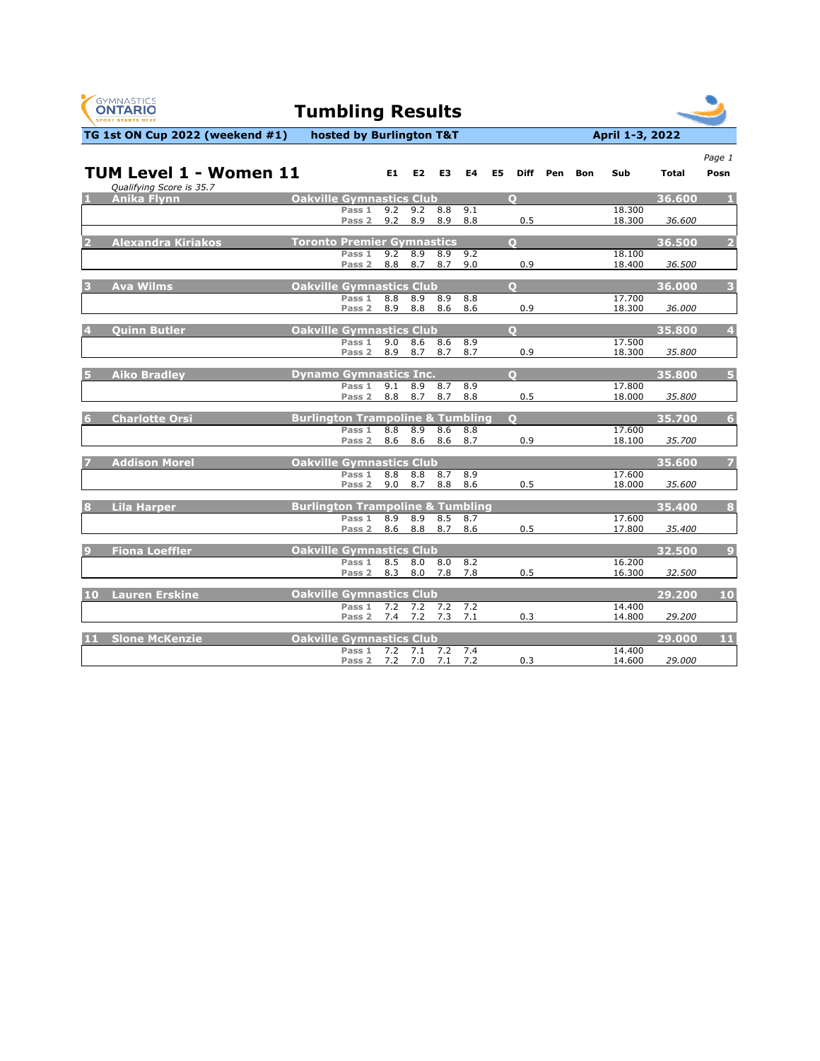# Tumbling Results

**TG 1st ON Cup 2022 (weekend #1)** hosted by Burlington T&T **April 1-3, 2022**

## TUM Level 1 - Women 11

*Qualifying Score is 35.7*

| # | Name | Club | Q | Pass | E1 | E2 | E3 | E4 | E5 | Diff | Pen | Bon | Sub | Total | Posn |
|---|---|---|---|---|---|---|---|---|---|---|---|---|---|---|---|
| 1 | Anika Flynn | Oakville Gymnastics Club | Q | | | | | | | | | | | 36.600 | 1 |
| | | | | Pass 1 | 9.2 | 9.2 | 8.8 | 9.1 | | | | | 18.300 | | |
| | | | | Pass 2 | 9.2 | 8.9 | 8.9 | 8.8 | | 0.5 | | | 18.300 | 36.600 | |
| 2 | Alexandra Kiriakos | Toronto Premier Gymnastics | Q | | | | | | | | | | | 36.500 | 2 |
| | | | | Pass 1 | 9.2 | 8.9 | 8.9 | 9.2 | | | | | 18.100 | | |
| | | | | Pass 2 | 8.8 | 8.7 | 8.7 | 9.0 | | 0.9 | | | 18.400 | 36.500 | |
| 3 | Ava Wilms | Oakville Gymnastics Club | Q | | | | | | | | | | | 36.000 | 3 |
| | | | | Pass 1 | 8.8 | 8.9 | 8.9 | 8.8 | | | | | 17.700 | | |
| | | | | Pass 2 | 8.9 | 8.8 | 8.6 | 8.6 | | 0.9 | | | 18.300 | 36.000 | |
| 4 | Quinn Butler | Oakville Gymnastics Club | Q | | | | | | | | | | | 35.800 | 4 |
| | | | | Pass 1 | 9.0 | 8.6 | 8.6 | 8.9 | | | | | 17.500 | | |
| | | | | Pass 2 | 8.9 | 8.7 | 8.7 | 8.7 | | 0.9 | | | 18.300 | 35.800 | |
| 5 | Aiko Bradley | Dynamo Gymnastics Inc. | Q | | | | | | | | | | | 35.800 | 5 |
| | | | | Pass 1 | 9.1 | 8.9 | 8.7 | 8.9 | | | | | 17.800 | | |
| | | | | Pass 2 | 8.8 | 8.7 | 8.7 | 8.8 | | 0.5 | | | 18.000 | 35.800 | |
| 6 | Charlotte Orsi | Burlington Trampoline & Tumbling | Q | | | | | | | | | | | 35.700 | 6 |
| | | | | Pass 1 | 8.8 | 8.9 | 8.6 | 8.8 | | | | | 17.600 | | |
| | | | | Pass 2 | 8.6 | 8.6 | 8.6 | 8.7 | | 0.9 | | | 18.100 | 35.700 | |
| 7 | Addison Morel | Oakville Gymnastics Club | | | | | | | | | | | | 35.600 | 7 |
| | | | | Pass 1 | 8.8 | 8.8 | 8.7 | 8.9 | | | | | 17.600 | | |
| | | | | Pass 2 | 9.0 | 8.7 | 8.8 | 8.6 | | 0.5 | | | 18.000 | 35.600 | |
| 8 | Lila Harper | Burlington Trampoline & Tumbling | | | | | | | | | | | | 35.400 | 8 |
| | | | | Pass 1 | 8.9 | 8.9 | 8.5 | 8.7 | | | | | 17.600 | | |
| | | | | Pass 2 | 8.6 | 8.8 | 8.7 | 8.6 | | 0.5 | | | 17.800 | 35.400 | |
| 9 | Fiona Loeffler | Oakville Gymnastics Club | | | | | | | | | | | | 32.500 | 9 |
| | | | | Pass 1 | 8.5 | 8.0 | 8.0 | 8.2 | | | | | 16.200 | | |
| | | | | Pass 2 | 8.3 | 8.0 | 7.8 | 7.8 | | 0.5 | | | 16.300 | 32.500 | |
| 10 | Lauren Erskine | Oakville Gymnastics Club | | | | | | | | | | | | 29.200 | 10 |
| | | | | Pass 1 | 7.2 | 7.2 | 7.2 | 7.2 | | | | | 14.400 | | |
| | | | | Pass 2 | 7.4 | 7.2 | 7.3 | 7.1 | | 0.3 | | | 14.800 | 29.200 | |
| 11 | Slone McKenzie | Oakville Gymnastics Club | | | | | | | | | | | | 29.000 | 11 |
| | | | | Pass 1 | 7.2 | 7.1 | 7.2 | 7.4 | | | | | 14.400 | | |
| | | | | Pass 2 | 7.2 | 7.0 | 7.1 | 7.2 | | 0.3 | | | 14.600 | 29.000 | |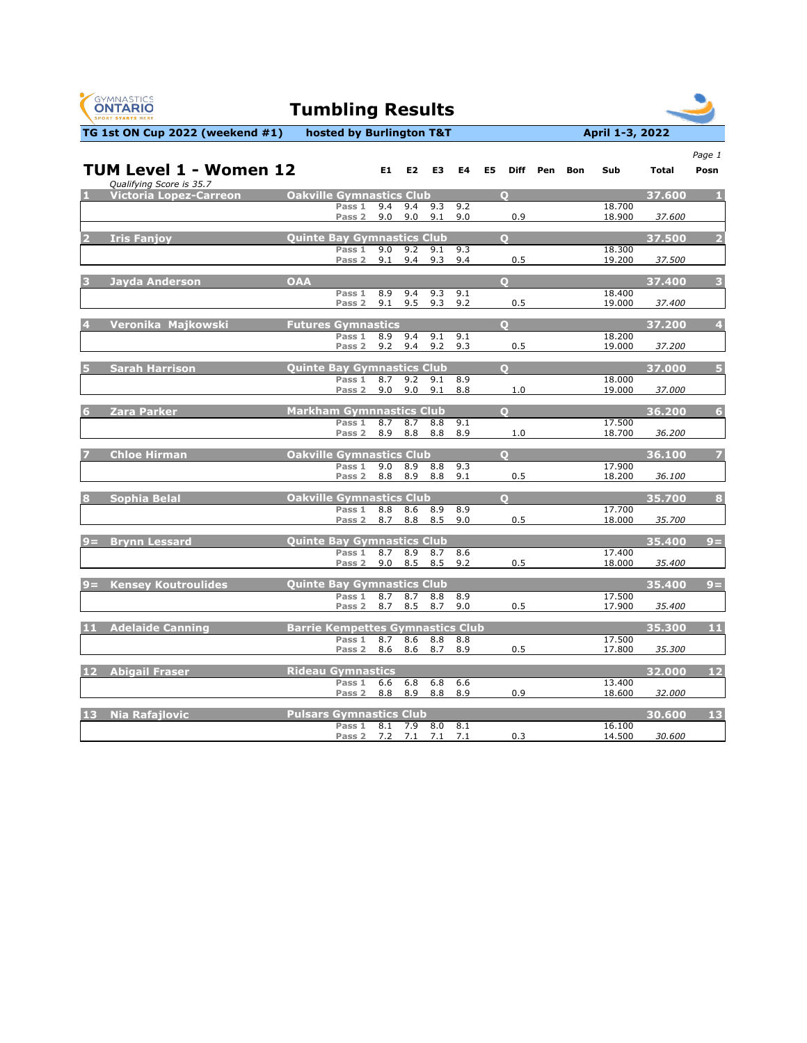# Tumbling Results

**TG 1st ON Cup 2022 (weekend #1)** **hosted by Burlington T&T** **April 1-3, 2022**

## TUM Level 1 - Women 12

*Qualifying Score is 35.7*

| # | Name | Club | Pass | E1 | E2 | E3 | E4 | E5 | Diff | Pen | Bon | Sub | Total | Posn |
|---|---|---|---|---|---|---|---|---|---|---|---|---|---|---|
| 1 | Victoria Lopez-Carreon | Oakville Gymnastics Club | Q | | | | | | | | | | 37.600 | 1 |
| | | | Pass 1 | 9.4 | 9.4 | 9.3 | 9.2 | | | | | 18.700 | | |
| | | | Pass 2 | 9.0 | 9.0 | 9.1 | 9.0 | | 0.9 | | | 18.900 | *37.600* | |
| 2 | Iris Fanjoy | Quinte Bay Gymnastics Club | Q | | | | | | | | | | 37.500 | 2 |
| | | | Pass 1 | 9.0 | 9.2 | 9.1 | 9.3 | | | | | 18.300 | | |
| | | | Pass 2 | 9.1 | 9.4 | 9.3 | 9.4 | | 0.5 | | | 19.200 | *37.500* | |
| 3 | Jayda Anderson | OAA | Q | | | | | | | | | | 37.400 | 3 |
| | | | Pass 1 | 8.9 | 9.4 | 9.3 | 9.1 | | | | | 18.400 | | |
| | | | Pass 2 | 9.1 | 9.5 | 9.3 | 9.2 | | 0.5 | | | 19.000 | *37.400* | |
| 4 | Veronika Majkowski | Futures Gymnastics | Q | | | | | | | | | | 37.200 | 4 |
| | | | Pass 1 | 8.9 | 9.4 | 9.1 | 9.1 | | | | | 18.200 | | |
| | | | Pass 2 | 9.2 | 9.4 | 9.2 | 9.3 | | 0.5 | | | 19.000 | *37.200* | |
| 5 | Sarah Harrison | Quinte Bay Gymnastics Club | Q | | | | | | | | | | 37.000 | 5 |
| | | | Pass 1 | 8.7 | 9.2 | 9.1 | 8.9 | | | | | 18.000 | | |
| | | | Pass 2 | 9.0 | 9.0 | 9.1 | 8.8 | | 1.0 | | | 19.000 | *37.000* | |
| 6 | Zara Parker | Markham Gymnnastics Club | Q | | | | | | | | | | 36.200 | 6 |
| | | | Pass 1 | 8.7 | 8.7 | 8.8 | 9.1 | | | | | 17.500 | | |
| | | | Pass 2 | 8.9 | 8.8 | 8.8 | 8.9 | | 1.0 | | | 18.700 | *36.200* | |
| 7 | Chloe Hirman | Oakville Gymnastics Club | Q | | | | | | | | | | 36.100 | 7 |
| | | | Pass 1 | 9.0 | 8.9 | 8.8 | 9.3 | | | | | 17.900 | | |
| | | | Pass 2 | 8.8 | 8.9 | 8.8 | 9.1 | | 0.5 | | | 18.200 | *36.100* | |
| 8 | Sophia Belal | Oakville Gymnastics Club | Q | | | | | | | | | | 35.700 | 8 |
| | | | Pass 1 | 8.8 | 8.6 | 8.9 | 8.9 | | | | | 17.700 | | |
| | | | Pass 2 | 8.7 | 8.8 | 8.5 | 9.0 | | 0.5 | | | 18.000 | *35.700* | |
| 9= | Brynn Lessard | Quinte Bay Gymnastics Club | | | | | | | | | | | 35.400 | 9= |
| | | | Pass 1 | 8.7 | 8.9 | 8.7 | 8.6 | | | | | 17.400 | | |
| | | | Pass 2 | 9.0 | 8.5 | 8.5 | 9.2 | | 0.5 | | | 18.000 | *35.400* | |
| 9= | Kensey Koutroulides | Quinte Bay Gymnastics Club | | | | | | | | | | | 35.400 | 9= |
| | | | Pass 1 | 8.7 | 8.7 | 8.8 | 8.9 | | | | | 17.500 | | |
| | | | Pass 2 | 8.7 | 8.5 | 8.7 | 9.0 | | 0.5 | | | 17.900 | *35.400* | |
| 11 | Adelaide Canning | Barrie Kempettes Gymnastics Club | | | | | | | | | | | 35.300 | 11 |
| | | | Pass 1 | 8.7 | 8.6 | 8.8 | 8.8 | | | | | 17.500 | | |
| | | | Pass 2 | 8.6 | 8.6 | 8.7 | 8.9 | | 0.5 | | | 17.800 | *35.300* | |
| 12 | Abigail Fraser | Rideau Gymnastics | | | | | | | | | | | 32.000 | 12 |
| | | | Pass 1 | 6.6 | 6.8 | 6.8 | 6.6 | | | | | 13.400 | | |
| | | | Pass 2 | 8.8 | 8.9 | 8.8 | 8.9 | | 0.9 | | | 18.600 | *32.000* | |
| 13 | Nia Rafajlovic | Pulsars Gymnastics Club | | | | | | | | | | | 30.600 | 13 |
| | | | Pass 1 | 8.1 | 7.9 | 8.0 | 8.1 | | | | | 16.100 | | |
| | | | Pass 2 | 7.2 | 7.1 | 7.1 | 7.1 | | 0.3 | | | 14.500 | *30.600* | |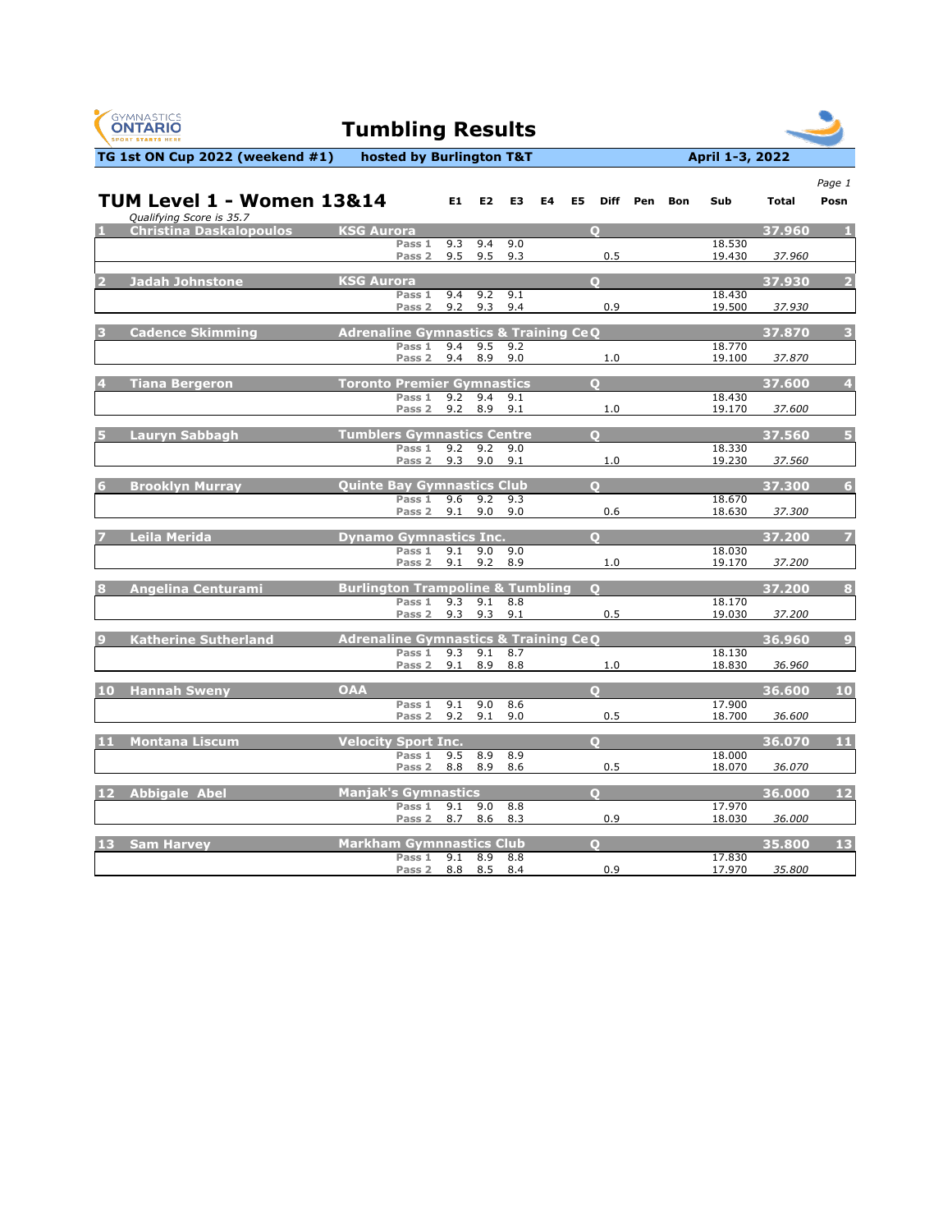# Tumbling Results

**TG 1st ON Cup 2022 (weekend #1)** **hosted by Burlington T&T** **April 1-3, 2022**

## TUM Level 1 - Women 13&14

*Qualifying Score is 35.7*

| # | Name | Club | | E1 | E2 | E3 | E4 | E5 | Diff | Pen | Bon | Sub | Total | Posn |
|---|---|---|---|---|---|---|---|---|---|---|---|---|---|---|
| 1 | Christina Daskalopoulos | KSG Aurora | Q | | | | | | | | | | 37.960 | 1 |
| | | | Pass 1 | 9.3 | 9.4 | 9.0 | | | | | | 18.530 | | |
| | | | Pass 2 | 9.5 | 9.5 | 9.3 | | | 0.5 | | | 19.430 | *37.960* | |
| 2 | Jadah Johnstone | KSG Aurora | Q | | | | | | | | | | 37.930 | 2 |
| | | | Pass 1 | 9.4 | 9.2 | 9.1 | | | | | | 18.430 | | |
| | | | Pass 2 | 9.2 | 9.3 | 9.4 | | | 0.9 | | | 19.500 | *37.930* | |
| 3 | Cadence Skimming | Adrenaline Gymnastics & Training Ce | Q | | | | | | | | | | 37.870 | 3 |
| | | | Pass 1 | 9.4 | 9.5 | 9.2 | | | | | | 18.770 | | |
| | | | Pass 2 | 9.4 | 8.9 | 9.0 | | | 1.0 | | | 19.100 | *37.870* | |
| 4 | Tiana Bergeron | Toronto Premier Gymnastics | Q | | | | | | | | | | 37.600 | 4 |
| | | | Pass 1 | 9.2 | 9.4 | 9.1 | | | | | | 18.430 | | |
| | | | Pass 2 | 9.2 | 8.9 | 9.1 | | | 1.0 | | | 19.170 | *37.600* | |
| 5 | Lauryn Sabbagh | Tumblers Gymnastics Centre | Q | | | | | | | | | | 37.560 | 5 |
| | | | Pass 1 | 9.2 | 9.2 | 9.0 | | | | | | 18.330 | | |
| | | | Pass 2 | 9.3 | 9.0 | 9.1 | | | 1.0 | | | 19.230 | *37.560* | |
| 6 | Brooklyn Murray | Quinte Bay Gymnastics Club | Q | | | | | | | | | | 37.300 | 6 |
| | | | Pass 1 | 9.6 | 9.2 | 9.3 | | | | | | 18.670 | | |
| | | | Pass 2 | 9.1 | 9.0 | 9.0 | | | 0.6 | | | 18.630 | *37.300* | |
| 7 | Leila Merida | Dynamo Gymnastics Inc. | Q | | | | | | | | | | 37.200 | 7 |
| | | | Pass 1 | 9.1 | 9.0 | 9.0 | | | | | | 18.030 | | |
| | | | Pass 2 | 9.1 | 9.2 | 8.9 | | | 1.0 | | | 19.170 | *37.200* | |
| 8 | Angelina Centurami | Burlington Trampoline & Tumbling | Q | | | | | | | | | | 37.200 | 8 |
| | | | Pass 1 | 9.3 | 9.1 | 8.8 | | | | | | 18.170 | | |
| | | | Pass 2 | 9.3 | 9.3 | 9.1 | | | 0.5 | | | 19.030 | *37.200* | |
| 9 | Katherine Sutherland | Adrenaline Gymnastics & Training Ce | Q | | | | | | | | | | 36.960 | 9 |
| | | | Pass 1 | 9.3 | 9.1 | 8.7 | | | | | | 18.130 | | |
| | | | Pass 2 | 9.1 | 8.9 | 8.8 | | | 1.0 | | | 18.830 | *36.960* | |
| 10 | Hannah Sweny | OAA | Q | | | | | | | | | | 36.600 | 10 |
| | | | Pass 1 | 9.1 | 9.0 | 8.6 | | | | | | 17.900 | | |
| | | | Pass 2 | 9.2 | 9.1 | 9.0 | | | 0.5 | | | 18.700 | *36.600* | |
| 11 | Montana Liscum | Velocity Sport Inc. | Q | | | | | | | | | | 36.070 | 11 |
| | | | Pass 1 | 9.5 | 8.9 | 8.9 | | | | | | 18.000 | | |
| | | | Pass 2 | 8.8 | 8.9 | 8.6 | | | 0.5 | | | 18.070 | *36.070* | |
| 12 | Abbigale Abel | Manjak's Gymnastics | Q | | | | | | | | | | 36.000 | 12 |
| | | | Pass 1 | 9.1 | 9.0 | 8.8 | | | | | | 17.970 | | |
| | | | Pass 2 | 8.7 | 8.6 | 8.3 | | | 0.9 | | | 18.030 | *36.000* | |
| 13 | Sam Harvey | Markham Gymnnastics Club | Q | | | | | | | | | | 35.800 | 13 |
| | | | Pass 1 | 9.1 | 8.9 | 8.8 | | | | | | 17.830 | | |
| | | | Pass 2 | 8.8 | 8.5 | 8.4 | | | 0.9 | | | 17.970 | *35.800* | |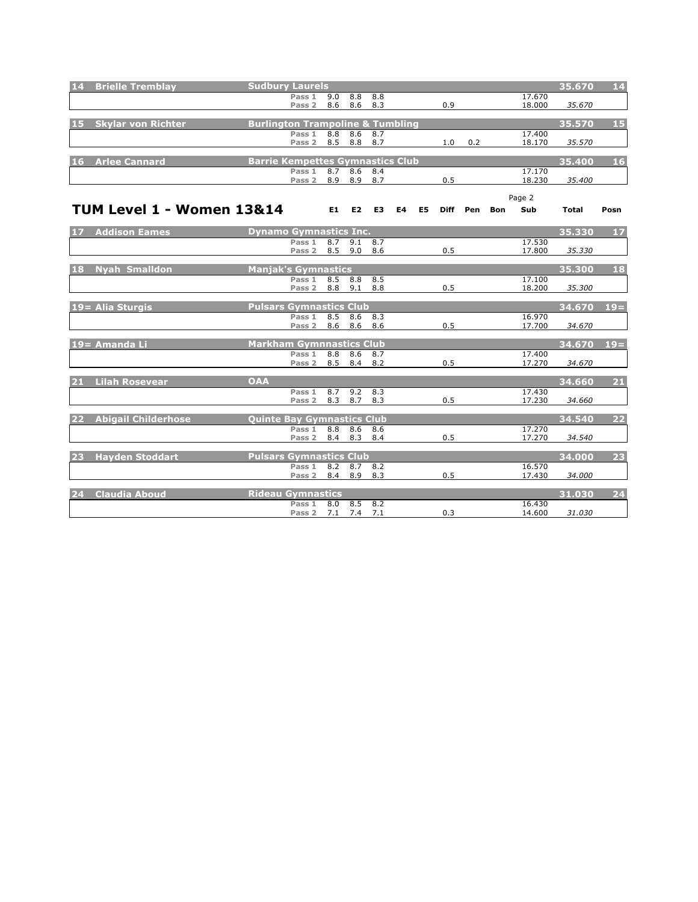| Posn | Name | Club | | E1 | E2 | E3 | E4 | E5 | Diff | Pen | Bon | Sub | Total | Posn |
|---|---|---|---|---|---|---|---|---|---|---|---|---|---|---|
| 14 | Brielle Tremblay | Sudbury Laurels | | | | | | | | | | | 35.670 | 14 |
| | | | Pass 1 | 9.0 | 8.8 | 8.8 | | | | | | 17.670 | | |
| | | | Pass 2 | 8.6 | 8.6 | 8.3 | | | 0.9 | | | 18.000 | 35.670 | |
| 15 | Skylar von Richter | Burlington Trampoline & Tumbling | | | | | | | | | | | 35.570 | 15 |
| | | | Pass 1 | 8.8 | 8.6 | 8.7 | | | | | | 17.400 | | |
| | | | Pass 2 | 8.5 | 8.8 | 8.7 | | | 1.0 | 0.2 | | 18.170 | 35.570 | |
| 16 | Arlee Cannard | Barrie Kempettes Gymnastics Club | | | | | | | | | | | 35.400 | 16 |
| | | | Pass 1 | 8.7 | 8.6 | 8.4 | | | | | | 17.170 | | |
| | | | Pass 2 | 8.9 | 8.9 | 8.7 | | | 0.5 | | | 18.230 | 35.400 | |

# TUM Level 1 - Women 13&14

| Posn | Name | Club | | E1 | E2 | E3 | E4 | E5 | Diff | Pen | Bon | Sub | Total | Posn |
|---|---|---|---|---|---|---|---|---|---|---|---|---|---|---|
| 17 | Addison Eames | Dynamo Gymnastics Inc. | | | | | | | | | | | 35.330 | 17 |
| | | | Pass 1 | 8.7 | 9.1 | 8.7 | | | | | | 17.530 | | |
| | | | Pass 2 | 8.5 | 9.0 | 8.6 | | | 0.5 | | | 17.800 | 35.330 | |
| 18 | Nyah Smalldon | Manjak's Gymnastics | | | | | | | | | | | 35.300 | 18 |
| | | | Pass 1 | 8.5 | 8.8 | 8.5 | | | | | | 17.100 | | |
| | | | Pass 2 | 8.8 | 9.1 | 8.8 | | | 0.5 | | | 18.200 | 35.300 | |
| 19= | Alia Sturgis | Pulsars Gymnastics Club | | | | | | | | | | | 34.670 | 19= |
| | | | Pass 1 | 8.5 | 8.6 | 8.3 | | | | | | 16.970 | | |
| | | | Pass 2 | 8.6 | 8.6 | 8.6 | | | 0.5 | | | 17.700 | 34.670 | |
| 19= | Amanda Li | Markham Gymnnastics Club | | | | | | | | | | | 34.670 | 19= |
| | | | Pass 1 | 8.8 | 8.6 | 8.7 | | | | | | 17.400 | | |
| | | | Pass 2 | 8.5 | 8.4 | 8.2 | | | 0.5 | | | 17.270 | 34.670 | |
| 21 | Lilah Rosevear | OAA | | | | | | | | | | | 34.660 | 21 |
| | | | Pass 1 | 8.7 | 9.2 | 8.3 | | | | | | 17.430 | | |
| | | | Pass 2 | 8.3 | 8.7 | 8.3 | | | 0.5 | | | 17.230 | 34.660 | |
| 22 | Abigail Childerhose | Quinte Bay Gymnastics Club | | | | | | | | | | | 34.540 | 22 |
| | | | Pass 1 | 8.8 | 8.6 | 8.6 | | | | | | 17.270 | | |
| | | | Pass 2 | 8.4 | 8.3 | 8.4 | | | 0.5 | | | 17.270 | 34.540 | |
| 23 | Hayden Stoddart | Pulsars Gymnastics Club | | | | | | | | | | | 34.000 | 23 |
| | | | Pass 1 | 8.2 | 8.7 | 8.2 | | | | | | 16.570 | | |
| | | | Pass 2 | 8.4 | 8.9 | 8.3 | | | 0.5 | | | 17.430 | 34.000 | |
| 24 | Claudia Aboud | Rideau Gymnastics | | | | | | | | | | | 31.030 | 24 |
| | | | Pass 1 | 8.0 | 8.5 | 8.2 | | | | | | 16.430 | | |
| | | | Pass 2 | 7.1 | 7.4 | 7.1 | | | 0.3 | | | 14.600 | 31.030 | |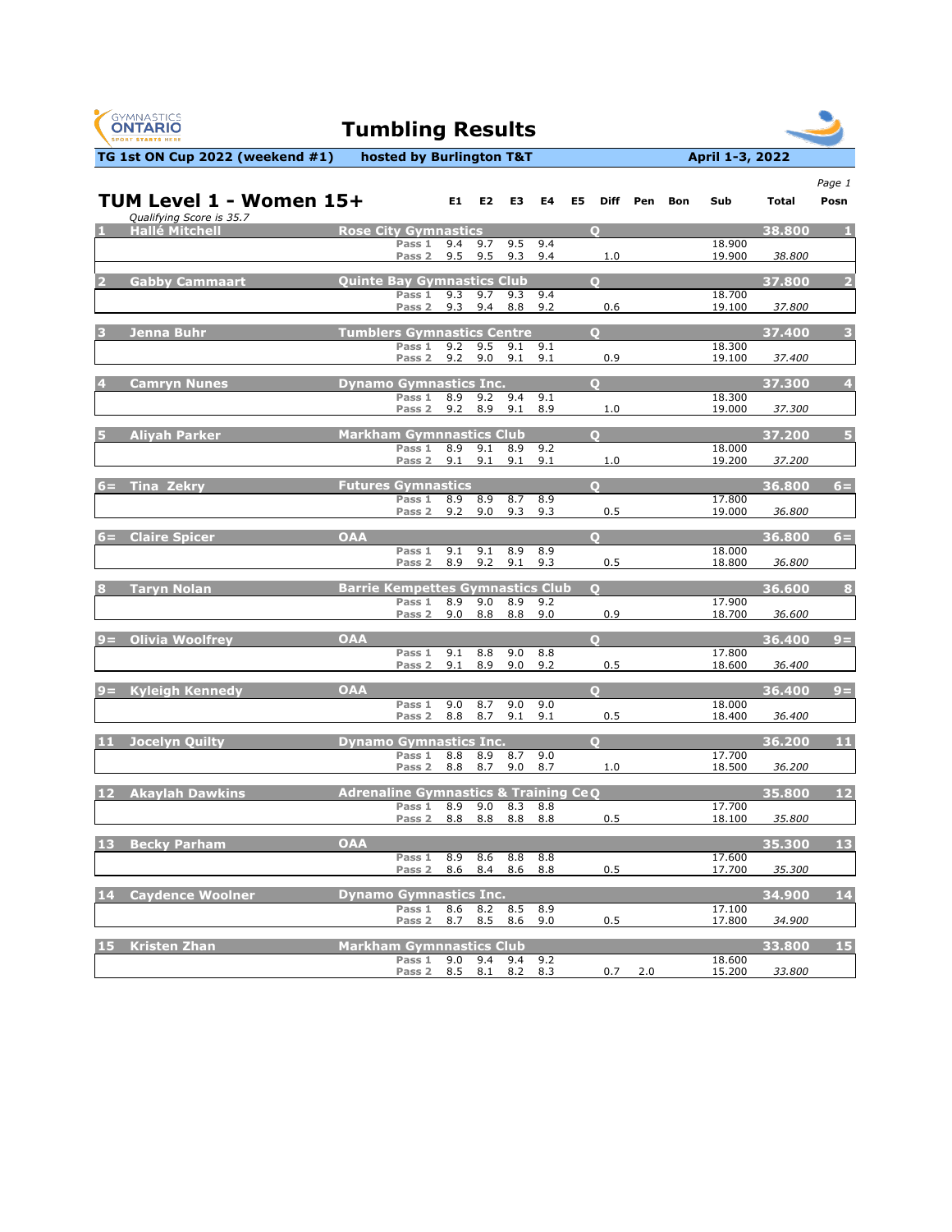# Tumbling Results

**TG 1st ON Cup 2022 (weekend #1)** hosted by Burlington T&T — April 1-3, 2022

## TUM Level 1 - Women 15+

*Qualifying Score is 35.7*

| Posn | Name | Club | Q | Pass | E1 | E2 | E3 | E4 | E5 | Diff | Pen | Bon | Sub | Total | Posn |
|---|---|---|---|---|---|---|---|---|---|---|---|---|---|---|---|
| 1 | Hallé Mitchell | Rose City Gymnastics | Q | | | | | | | | | | | 38.800 | 1 |
| | | | | Pass 1 | 9.4 | 9.7 | 9.5 | 9.4 | | | | | 18.900 | | |
| | | | | Pass 2 | 9.5 | 9.5 | 9.3 | 9.4 | | 1.0 | | | 19.900 | 38.800 | |
| 2 | Gabby Cammaart | Quinte Bay Gymnastics Club | Q | | | | | | | | | | | 37.800 | 2 |
| | | | | Pass 1 | 9.3 | 9.7 | 9.3 | 9.4 | | | | | 18.700 | | |
| | | | | Pass 2 | 9.3 | 9.4 | 8.8 | 9.2 | | 0.6 | | | 19.100 | 37.800 | |
| 3 | Jenna Buhr | Tumblers Gymnastics Centre | Q | | | | | | | | | | | 37.400 | 3 |
| | | | | Pass 1 | 9.2 | 9.5 | 9.1 | 9.1 | | | | | 18.300 | | |
| | | | | Pass 2 | 9.2 | 9.0 | 9.1 | 9.1 | | 0.9 | | | 19.100 | 37.400 | |
| 4 | Camryn Nunes | Dynamo Gymnastics Inc. | Q | | | | | | | | | | | 37.300 | 4 |
| | | | | Pass 1 | 8.9 | 9.2 | 9.4 | 9.1 | | | | | 18.300 | | |
| | | | | Pass 2 | 9.2 | 8.9 | 9.1 | 8.9 | | 1.0 | | | 19.000 | 37.300 | |
| 5 | Aliyah Parker | Markham Gymnnastics Club | Q | | | | | | | | | | | 37.200 | 5 |
| | | | | Pass 1 | 8.9 | 9.1 | 8.9 | 9.2 | | | | | 18.000 | | |
| | | | | Pass 2 | 9.1 | 9.1 | 9.1 | 9.1 | | 1.0 | | | 19.200 | 37.200 | |
| 6= | Tina Zekry | Futures Gymnastics | Q | | | | | | | | | | | 36.800 | 6= |
| | | | | Pass 1 | 8.9 | 8.9 | 8.7 | 8.9 | | | | | 17.800 | | |
| | | | | Pass 2 | 9.2 | 9.0 | 9.3 | 9.3 | | 0.5 | | | 19.000 | 36.800 | |
| 6= | Claire Spicer | OAA | Q | | | | | | | | | | | 36.800 | 6= |
| | | | | Pass 1 | 9.1 | 9.1 | 8.9 | 8.9 | | | | | 18.000 | | |
| | | | | Pass 2 | 8.9 | 9.2 | 9.1 | 9.3 | | 0.5 | | | 18.800 | 36.800 | |
| 8 | Taryn Nolan | Barrie Kempettes Gymnastics Club | Q | | | | | | | | | | | 36.600 | 8 |
| | | | | Pass 1 | 8.9 | 9.0 | 8.9 | 9.2 | | | | | 17.900 | | |
| | | | | Pass 2 | 9.0 | 8.8 | 8.8 | 9.0 | | 0.9 | | | 18.700 | 36.600 | |
| 9= | Olivia Woolfrey | OAA | Q | | | | | | | | | | | 36.400 | 9= |
| | | | | Pass 1 | 9.1 | 8.8 | 9.0 | 8.8 | | | | | 17.800 | | |
| | | | | Pass 2 | 9.1 | 8.9 | 9.0 | 9.2 | | 0.5 | | | 18.600 | 36.400 | |
| 9= | Kyleigh Kennedy | OAA | Q | | | | | | | | | | | 36.400 | 9= |
| | | | | Pass 1 | 9.0 | 8.7 | 9.0 | 9.0 | | | | | 18.000 | | |
| | | | | Pass 2 | 8.8 | 8.7 | 9.1 | 9.1 | | 0.5 | | | 18.400 | 36.400 | |
| 11 | Jocelyn Quilty | Dynamo Gymnastics Inc. | Q | | | | | | | | | | | 36.200 | 11 |
| | | | | Pass 1 | 8.8 | 8.9 | 8.7 | 9.0 | | | | | 17.700 | | |
| | | | | Pass 2 | 8.8 | 8.7 | 9.0 | 8.7 | | 1.0 | | | 18.500 | 36.200 | |
| 12 | Akaylah Dawkins | Adrenaline Gymnastics & Training Ce | Q | | | | | | | | | | | 35.800 | 12 |
| | | | | Pass 1 | 8.9 | 9.0 | 8.3 | 8.8 | | | | | 17.700 | | |
| | | | | Pass 2 | 8.8 | 8.8 | 8.8 | 8.8 | | 0.5 | | | 18.100 | 35.800 | |
| 13 | Becky Parham | OAA | | | | | | | | | | | | 35.300 | 13 |
| | | | | Pass 1 | 8.9 | 8.6 | 8.8 | 8.8 | | | | | 17.600 | | |
| | | | | Pass 2 | 8.6 | 8.4 | 8.6 | 8.8 | | 0.5 | | | 17.700 | 35.300 | |
| 14 | Caydence Woolner | Dynamo Gymnastics Inc. | | | | | | | | | | | | 34.900 | 14 |
| | | | | Pass 1 | 8.6 | 8.2 | 8.5 | 8.9 | | | | | 17.100 | | |
| | | | | Pass 2 | 8.7 | 8.5 | 8.6 | 9.0 | | 0.5 | | | 17.800 | 34.900 | |
| 15 | Kristen Zhan | Markham Gymnnastics Club | | | | | | | | | | | | 33.800 | 15 |
| | | | | Pass 1 | 9.0 | 9.4 | 9.4 | 9.2 | | | | | 18.600 | | |
| | | | | Pass 2 | 8.5 | 8.1 | 8.2 | 8.3 | | 0.7 | 2.0 | | 15.200 | 33.800 | |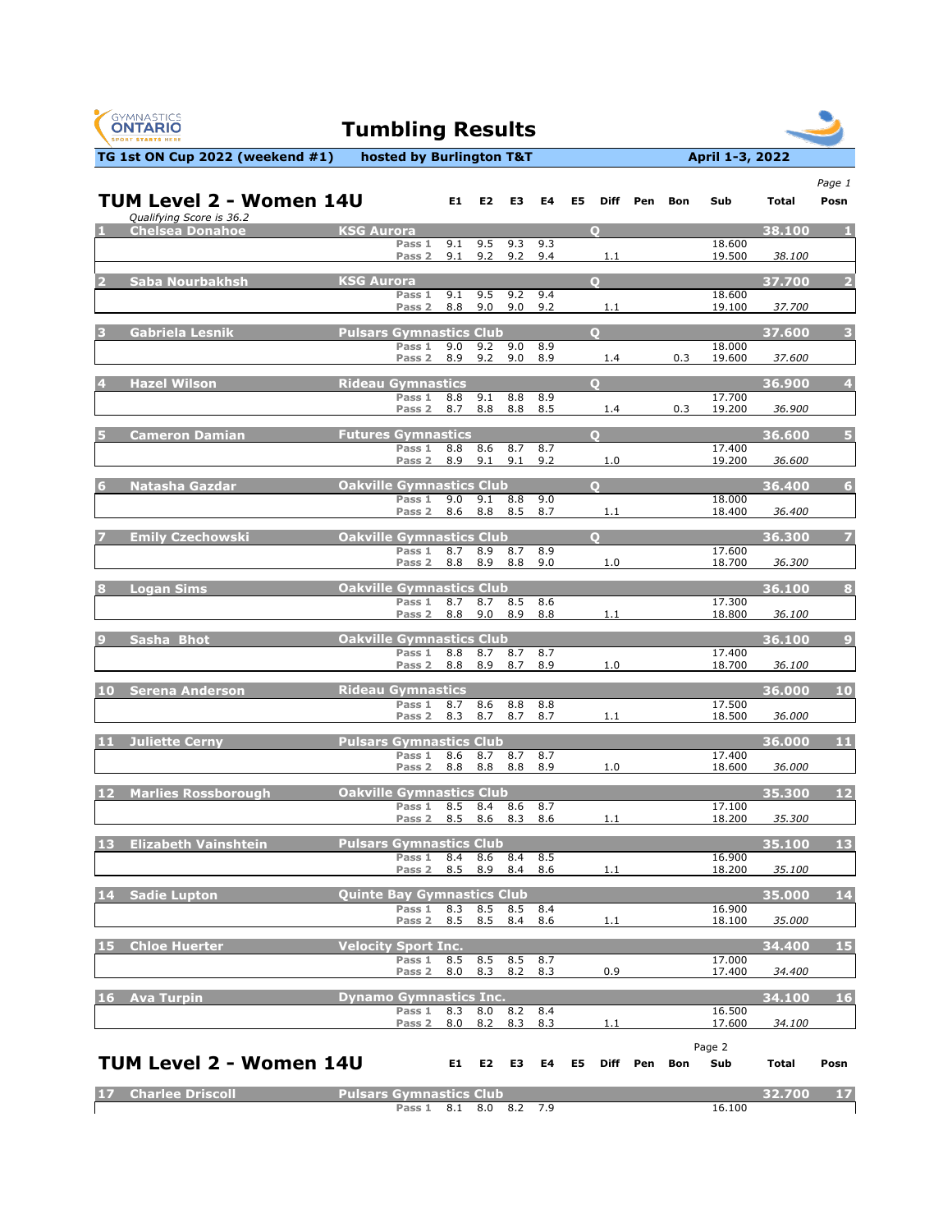# Tumbling Results

**TG 1st ON Cup 2022 (weekend #1)** **hosted by Burlington T&T** **April 1-3, 2022**

## TUM Level 2 - Women 14U

*Qualifying Score is 36.2*

| # | Name | Club | | E1 | E2 | E3 | E4 | E5 | Diff | Pen | Bon | Sub | Total | Posn |
|---|---|---|---|---|---|---|---|---|---|---|---|---|---|---|
| 1 | Chelsea Donahoe | KSG Aurora | Q | | | | | | | | | | 38.100 | 1 |
| | | | Pass 1 | 9.1 | 9.5 | 9.3 | 9.3 | | | | | 18.600 | | |
| | | | Pass 2 | 9.1 | 9.2 | 9.2 | 9.4 | | 1.1 | | | 19.500 | *38.100* | |
| 2 | Saba Nourbakhsh | KSG Aurora | Q | | | | | | | | | | 37.700 | 2 |
| | | | Pass 1 | 9.1 | 9.5 | 9.2 | 9.4 | | | | | 18.600 | | |
| | | | Pass 2 | 8.8 | 9.0 | 9.0 | 9.2 | | 1.1 | | | 19.100 | *37.700* | |
| 3 | Gabriela Lesnik | Pulsars Gymnastics Club | Q | | | | | | | | | | 37.600 | 3 |
| | | | Pass 1 | 9.0 | 9.2 | 9.0 | 8.9 | | | | | 18.000 | | |
| | | | Pass 2 | 8.9 | 9.2 | 9.0 | 8.9 | | 1.4 | | 0.3 | 19.600 | *37.600* | |
| 4 | Hazel Wilson | Rideau Gymnastics | Q | | | | | | | | | | 36.900 | 4 |
| | | | Pass 1 | 8.8 | 9.1 | 8.8 | 8.9 | | | | | 17.700 | | |
| | | | Pass 2 | 8.7 | 8.8 | 8.8 | 8.5 | | 1.4 | | 0.3 | 19.200 | *36.900* | |
| 5 | Cameron Damian | Futures Gymnastics | Q | | | | | | | | | | 36.600 | 5 |
| | | | Pass 1 | 8.8 | 8.6 | 8.7 | 8.7 | | | | | 17.400 | | |
| | | | Pass 2 | 8.9 | 9.1 | 9.1 | 9.2 | | 1.0 | | | 19.200 | *36.600* | |
| 6 | Natasha Gazdar | Oakville Gymnastics Club | Q | | | | | | | | | | 36.400 | 6 |
| | | | Pass 1 | 9.0 | 9.1 | 8.8 | 9.0 | | | | | 18.000 | | |
| | | | Pass 2 | 8.6 | 8.8 | 8.5 | 8.7 | | 1.1 | | | 18.400 | *36.400* | |
| 7 | Emily Czechowski | Oakville Gymnastics Club | Q | | | | | | | | | | 36.300 | 7 |
| | | | Pass 1 | 8.7 | 8.9 | 8.7 | 8.9 | | | | | 17.600 | | |
| | | | Pass 2 | 8.8 | 8.9 | 8.8 | 9.0 | | 1.0 | | | 18.700 | *36.300* | |
| 8 | Logan Sims | Oakville Gymnastics Club | | | | | | | | | | | 36.100 | 8 |
| | | | Pass 1 | 8.7 | 8.7 | 8.5 | 8.6 | | | | | 17.300 | | |
| | | | Pass 2 | 8.8 | 9.0 | 8.9 | 8.8 | | 1.1 | | | 18.800 | *36.100* | |
| 9 | Sasha Bhot | Oakville Gymnastics Club | | | | | | | | | | | 36.100 | 9 |
| | | | Pass 1 | 8.8 | 8.7 | 8.7 | 8.7 | | | | | 17.400 | | |
| | | | Pass 2 | 8.8 | 8.9 | 8.7 | 8.9 | | 1.0 | | | 18.700 | *36.100* | |
| 10 | Serena Anderson | Rideau Gymnastics | | | | | | | | | | | 36.000 | 10 |
| | | | Pass 1 | 8.7 | 8.6 | 8.8 | 8.8 | | | | | 17.500 | | |
| | | | Pass 2 | 8.3 | 8.7 | 8.7 | 8.7 | | 1.1 | | | 18.500 | *36.000* | |
| 11 | Juliette Cerny | Pulsars Gymnastics Club | | | | | | | | | | | 36.000 | 11 |
| | | | Pass 1 | 8.6 | 8.7 | 8.7 | 8.7 | | | | | 17.400 | | |
| | | | Pass 2 | 8.8 | 8.8 | 8.8 | 8.9 | | 1.0 | | | 18.600 | *36.000* | |
| 12 | Marlies Rossborough | Oakville Gymnastics Club | | | | | | | | | | | 35.300 | 12 |
| | | | Pass 1 | 8.5 | 8.4 | 8.6 | 8.7 | | | | | 17.100 | | |
| | | | Pass 2 | 8.5 | 8.6 | 8.3 | 8.6 | | 1.1 | | | 18.200 | *35.300* | |
| 13 | Elizabeth Vainshtein | Pulsars Gymnastics Club | | | | | | | | | | | 35.100 | 13 |
| | | | Pass 1 | 8.4 | 8.6 | 8.4 | 8.5 | | | | | 16.900 | | |
| | | | Pass 2 | 8.5 | 8.9 | 8.4 | 8.6 | | 1.1 | | | 18.200 | *35.100* | |
| 14 | Sadie Lupton | Quinte Bay Gymnastics Club | | | | | | | | | | | 35.000 | 14 |
| | | | Pass 1 | 8.3 | 8.5 | 8.5 | 8.4 | | | | | 16.900 | | |
| | | | Pass 2 | 8.5 | 8.5 | 8.4 | 8.6 | | 1.1 | | | 18.100 | *35.000* | |
| 15 | Chloe Huerter | Velocity Sport Inc. | | | | | | | | | | | 34.400 | 15 |
| | | | Pass 1 | 8.5 | 8.5 | 8.5 | 8.7 | | | | | 17.000 | | |
| | | | Pass 2 | 8.0 | 8.3 | 8.2 | 8.3 | | 0.9 | | | 17.400 | *34.400* | |
| 16 | Ava Turpin | Dynamo Gymnastics Inc. | | | | | | | | | | | 34.100 | 16 |
| | | | Pass 1 | 8.3 | 8.0 | 8.2 | 8.4 | | | | | 16.500 | | |
| | | | Pass 2 | 8.0 | 8.2 | 8.3 | 8.3 | | 1.1 | | | 17.600 | *34.100* | |

## TUM Level 2 - Women 14U

| # | Name | Club | | E1 | E2 | E3 | E4 | E5 | Diff | Pen | Bon | Sub | Total | Posn |
|---|---|---|---|---|---|---|---|---|---|---|---|---|---|---|
| 17 | Charlee Driscoll | Pulsars Gymnastics Club | | | | | | | | | | | 32.700 | 17 |
| | | | Pass 1 | 8.1 | 8.0 | 8.2 | 7.9 | | | | | 16.100 | | |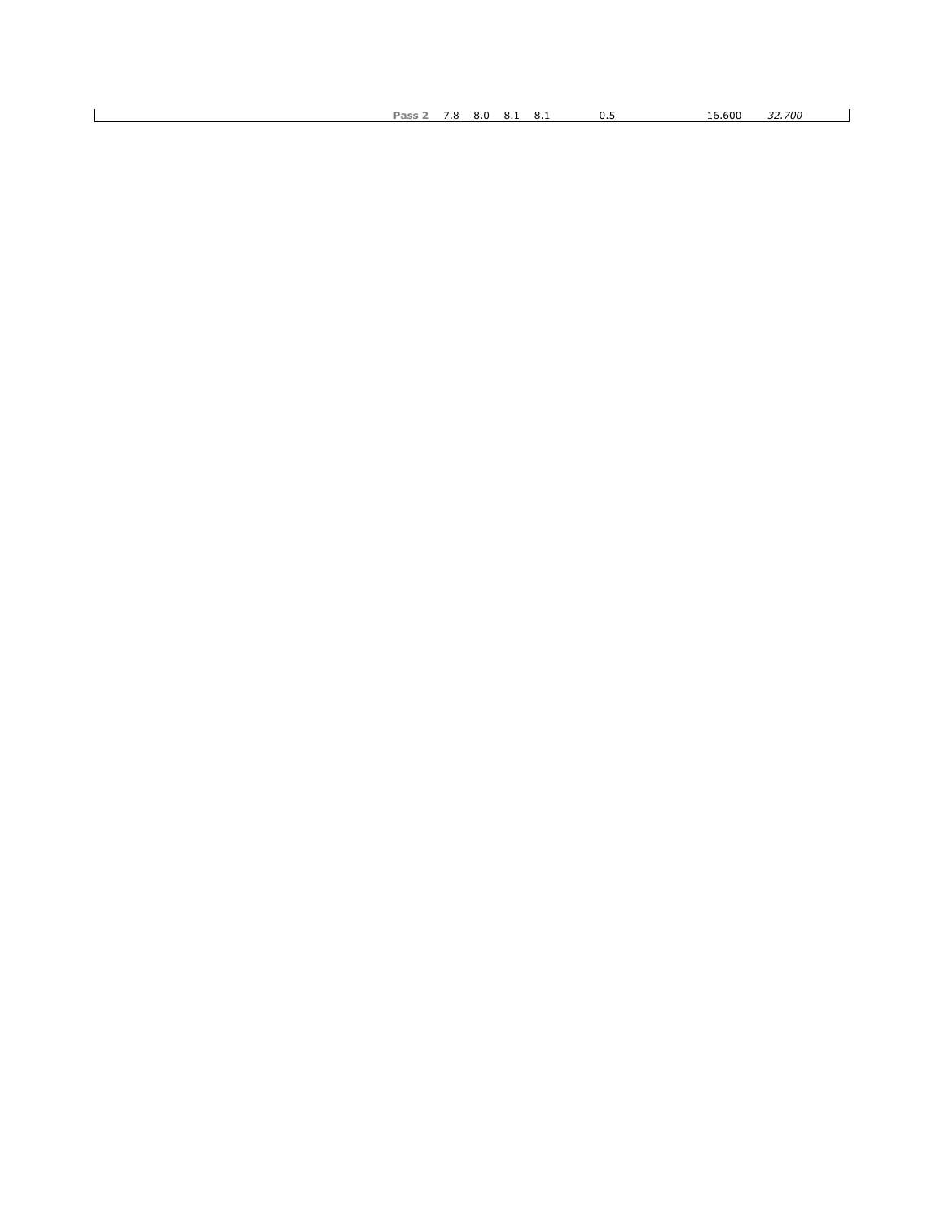| | | | | | | | | |
|---|---|---|---|---|---|---|---|---|
| **Pass 2** | 7.8 | 8.0 | 8.1 | 8.1 | 0.5 | | 16.600 | *32.700* |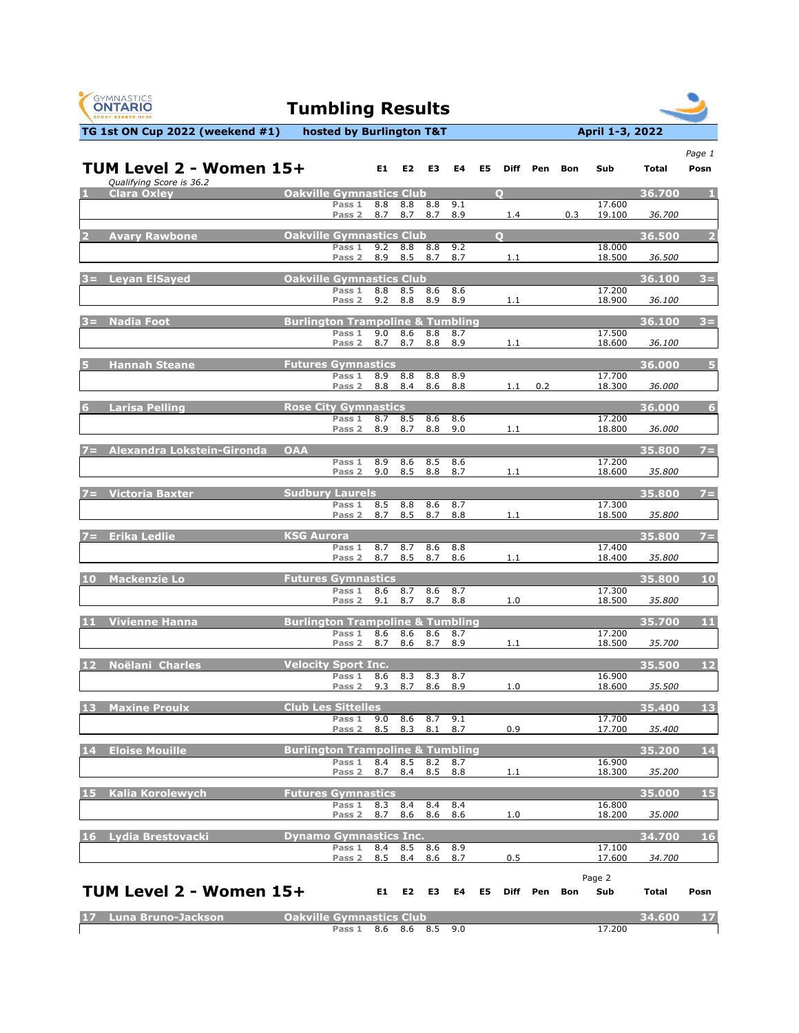# Tumbling Results

**TG 1st ON Cup 2022 (weekend #1)** **hosted by Burlington T&T** **April 1-3, 2022**

## TUM Level 2 - Women 15+

*Qualifying Score is 36.2*

| Posn | Name | Club | | E1 | E2 | E3 | E4 | E5 | Diff | Pen | Bon | Sub | Total | Posn |
|---|---|---|---|---|---|---|---|---|---|---|---|---|---|---|
| 1 | Clara Oxley | Oakville Gymnastics Club | Q | | | | | | | | | | 36.700 | 1 |
| | | | Pass 1 | 8.8 | 8.8 | 8.8 | 9.1 | | | | | 17.600 | | |
| | | | Pass 2 | 8.7 | 8.7 | 8.7 | 8.9 | | 1.4 | | 0.3 | 19.100 | 36.700 | |
| 2 | Avary Rawbone | Oakville Gymnastics Club | Q | | | | | | | | | | 36.500 | 2 |
| | | | Pass 1 | 9.2 | 8.8 | 8.8 | 9.2 | | | | | 18.000 | | |
| | | | Pass 2 | 8.9 | 8.5 | 8.7 | 8.7 | | 1.1 | | | 18.500 | 36.500 | |
| 3= | Leyan ElSayed | Oakville Gymnastics Club | | | | | | | | | | | 36.100 | 3= |
| | | | Pass 1 | 8.8 | 8.5 | 8.6 | 8.6 | | | | | 17.200 | | |
| | | | Pass 2 | 9.2 | 8.8 | 8.9 | 8.9 | | 1.1 | | | 18.900 | 36.100 | |
| 3= | Nadia Foot | Burlington Trampoline & Tumbling | | | | | | | | | | | 36.100 | 3= |
| | | | Pass 1 | 9.0 | 8.6 | 8.8 | 8.7 | | | | | 17.500 | | |
| | | | Pass 2 | 8.7 | 8.7 | 8.8 | 8.9 | | 1.1 | | | 18.600 | 36.100 | |
| 5 | Hannah Steane | Futures Gymnastics | | | | | | | | | | | 36.000 | 5 |
| | | | Pass 1 | 8.9 | 8.8 | 8.8 | 8.9 | | | | | 17.700 | | |
| | | | Pass 2 | 8.8 | 8.4 | 8.6 | 8.8 | | 1.1 | 0.2 | | 18.300 | 36.000 | |
| 6 | Larisa Pelling | Rose City Gymnastics | | | | | | | | | | | 36.000 | 6 |
| | | | Pass 1 | 8.7 | 8.5 | 8.6 | 8.6 | | | | | 17.200 | | |
| | | | Pass 2 | 8.9 | 8.7 | 8.8 | 9.0 | | 1.1 | | | 18.800 | 36.000 | |
| 7= | Alexandra Lokstein-Gironda | OAA | | | | | | | | | | | 35.800 | 7= |
| | | | Pass 1 | 8.9 | 8.6 | 8.5 | 8.6 | | | | | 17.200 | | |
| | | | Pass 2 | 9.0 | 8.5 | 8.8 | 8.7 | | 1.1 | | | 18.600 | 35.800 | |
| 7= | Victoria Baxter | Sudbury Laurels | | | | | | | | | | | 35.800 | 7= |
| | | | Pass 1 | 8.5 | 8.8 | 8.6 | 8.7 | | | | | 17.300 | | |
| | | | Pass 2 | 8.7 | 8.5 | 8.7 | 8.8 | | 1.1 | | | 18.500 | 35.800 | |
| 7= | Erika Ledlie | KSG Aurora | | | | | | | | | | | 35.800 | 7= |
| | | | Pass 1 | 8.7 | 8.7 | 8.6 | 8.8 | | | | | 17.400 | | |
| | | | Pass 2 | 8.7 | 8.5 | 8.7 | 8.6 | | 1.1 | | | 18.400 | 35.800 | |
| 10 | Mackenzie Lo | Futures Gymnastics | | | | | | | | | | | 35.800 | 10 |
| | | | Pass 1 | 8.6 | 8.7 | 8.6 | 8.7 | | | | | 17.300 | | |
| | | | Pass 2 | 9.1 | 8.7 | 8.7 | 8.8 | | 1.0 | | | 18.500 | 35.800 | |
| 11 | Vivienne Hanna | Burlington Trampoline & Tumbling | | | | | | | | | | | 35.700 | 11 |
| | | | Pass 1 | 8.6 | 8.6 | 8.6 | 8.7 | | | | | 17.200 | | |
| | | | Pass 2 | 8.7 | 8.6 | 8.7 | 8.9 | | 1.1 | | | 18.500 | 35.700 | |
| 12 | Noëlani Charles | Velocity Sport Inc. | | | | | | | | | | | 35.500 | 12 |
| | | | Pass 1 | 8.6 | 8.3 | 8.3 | 8.7 | | | | | 16.900 | | |
| | | | Pass 2 | 9.3 | 8.7 | 8.6 | 8.9 | | 1.0 | | | 18.600 | 35.500 | |
| 13 | Maxine Proulx | Club Les Sittelles | | | | | | | | | | | 35.400 | 13 |
| | | | Pass 1 | 9.0 | 8.6 | 8.7 | 9.1 | | | | | 17.700 | | |
| | | | Pass 2 | 8.5 | 8.3 | 8.1 | 8.7 | | 0.9 | | | 17.700 | 35.400 | |
| 14 | Eloise Mouille | Burlington Trampoline & Tumbling | | | | | | | | | | | 35.200 | 14 |
| | | | Pass 1 | 8.4 | 8.5 | 8.2 | 8.7 | | | | | 16.900 | | |
| | | | Pass 2 | 8.7 | 8.4 | 8.5 | 8.8 | | 1.1 | | | 18.300 | 35.200 | |
| 15 | Kalia Korolewych | Futures Gymnastics | | | | | | | | | | | 35.000 | 15 |
| | | | Pass 1 | 8.3 | 8.4 | 8.4 | 8.4 | | | | | 16.800 | | |
| | | | Pass 2 | 8.7 | 8.6 | 8.6 | 8.6 | | 1.0 | | | 18.200 | 35.000 | |
| 16 | Lydia Brestovacki | Dynamo Gymnastics Inc. | | | | | | | | | | | 34.700 | 16 |
| | | | Pass 1 | 8.4 | 8.5 | 8.6 | 8.9 | | | | | 17.100 | | |
| | | | Pass 2 | 8.5 | 8.4 | 8.6 | 8.7 | | 0.5 | | | 17.600 | 34.700 | |
| 17 | Luna Bruno-Jackson | Oakville Gymnastics Club | | | | | | | | | | | 34.600 | 17 |
| | | | Pass 1 | 8.6 | 8.6 | 8.5 | 9.0 | | | | | 17.200 | | |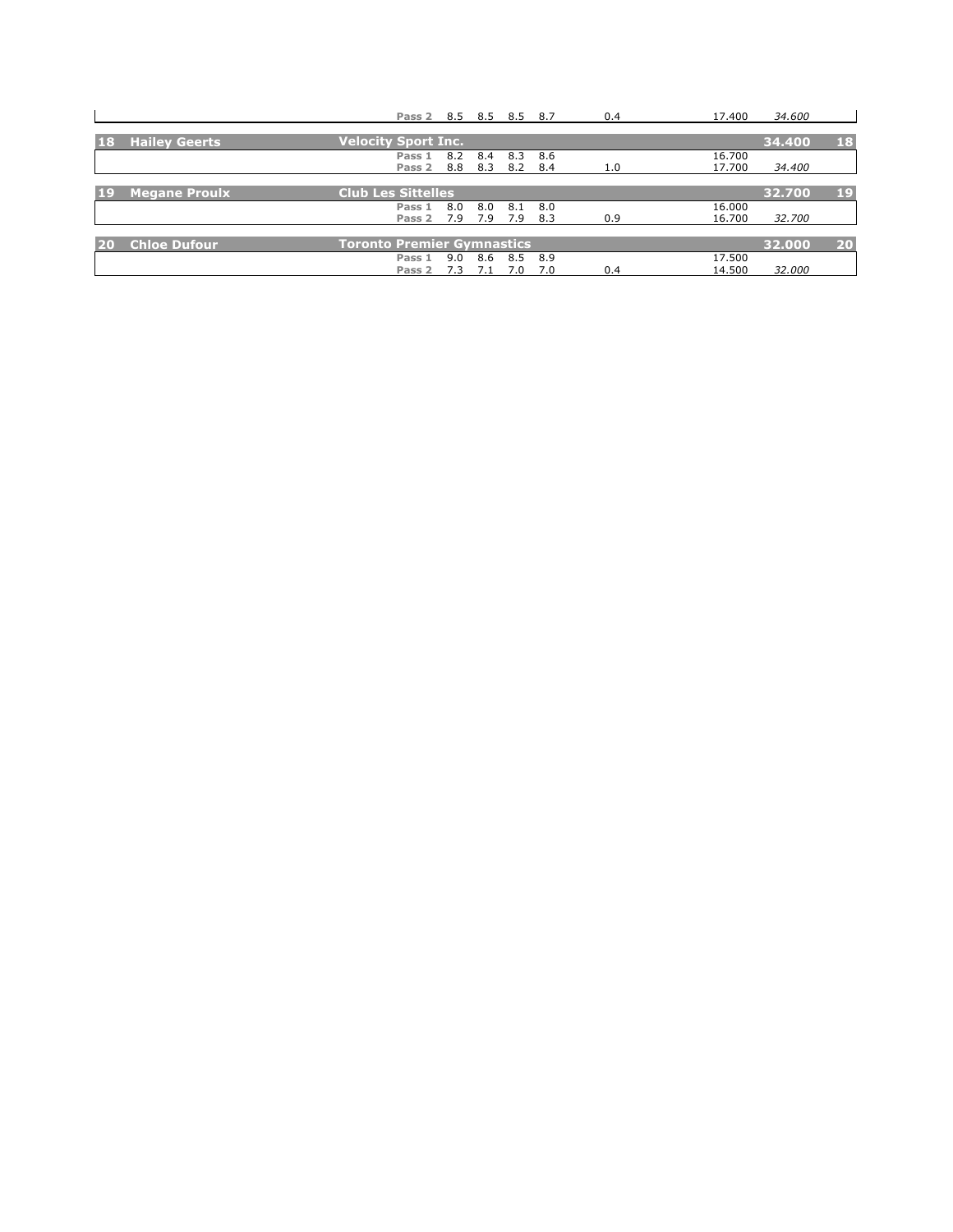| Rank | Name | Club | Pass | J1 | J2 | J3 | J4 | Difficulty | Pass Score | Total | Rank |
|---|---|---|---|---|---|---|---|---|---|---|---|
| | | | Pass 2 | 8.5 | 8.5 | 8.5 | 8.7 | 0.4 | 17.400 | *34.600* | |
| **18** | **Hailey Geerts** | **Velocity Sport Inc.** | | | | | | | | **34.400** | **18** |
| | | | Pass 1 | 8.2 | 8.4 | 8.3 | 8.6 | | 16.700 | | |
| | | | Pass 2 | 8.8 | 8.3 | 8.2 | 8.4 | 1.0 | 17.700 | *34.400* | |
| **19** | **Megane Proulx** | **Club Les Sittelles** | | | | | | | | **32.700** | **19** |
| | | | Pass 1 | 8.0 | 8.0 | 8.1 | 8.0 | | 16.000 | | |
| | | | Pass 2 | 7.9 | 7.9 | 7.9 | 8.3 | 0.9 | 16.700 | *32.700* | |
| **20** | **Chloe Dufour** | **Toronto Premier Gymnastics** | | | | | | | | **32.000** | **20** |
| | | | Pass 1 | 9.0 | 8.6 | 8.5 | 8.9 | | 17.500 | | |
| | | | Pass 2 | 7.3 | 7.1 | 7.0 | 7.0 | 0.4 | 14.500 | *32.000* | |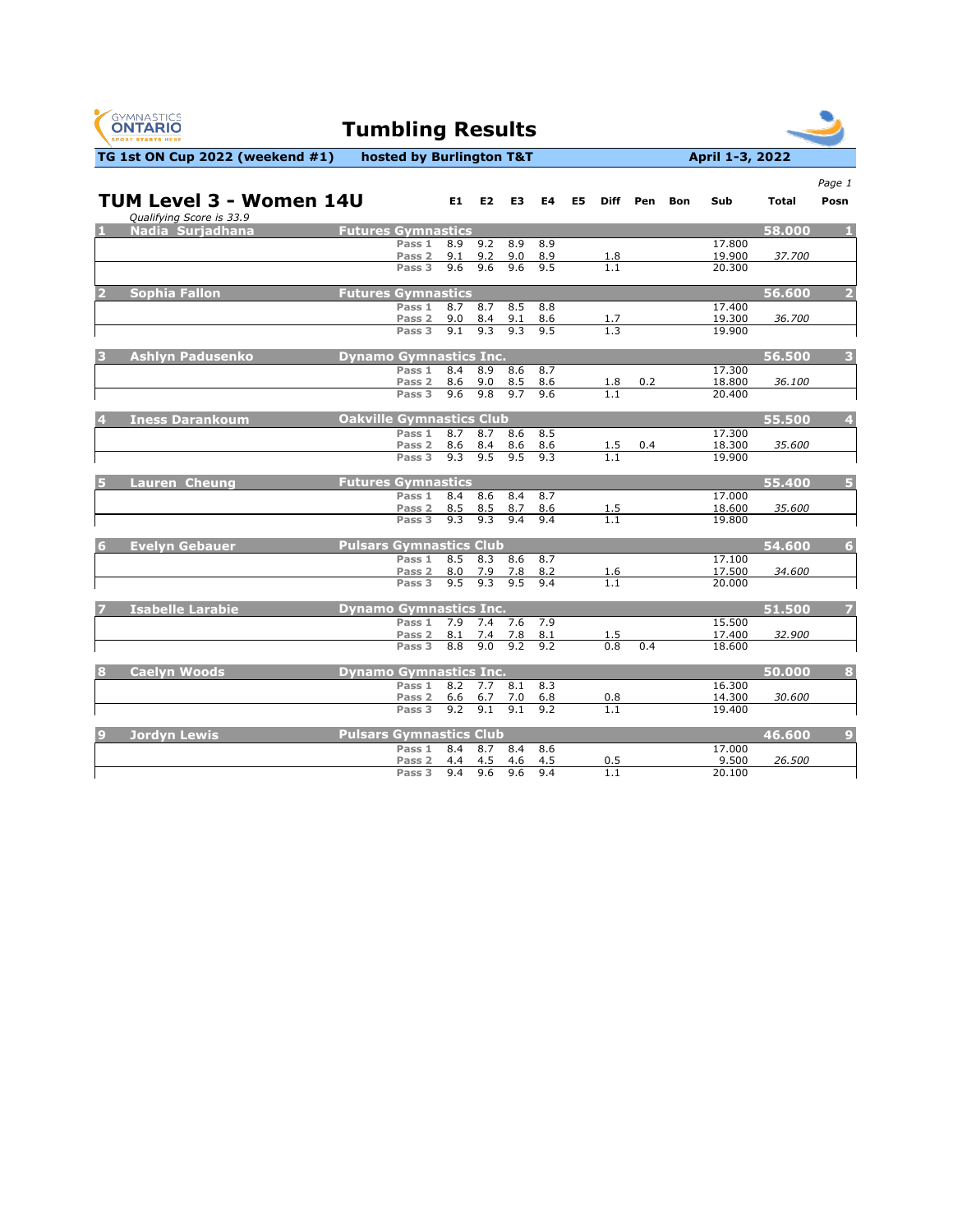# Tumbling Results

**TG 1st ON Cup 2022 (weekend #1)** hosted by Burlington T&T — April 1-3, 2022

## TUM Level 3 - Women 14U

*Qualifying Score is 33.9*

| # | Name | Club | Pass | E1 | E2 | E3 | E4 | E5 | Diff | Pen | Bon | Sub | Total | Posn |
|---|---|---|---|---|---|---|---|---|---|---|---|---|---|---|
| 1 | Nadia Surjadhana | Futures Gymnastics | | | | | | | | | | | 58.000 | 1 |
| | | | Pass 1 | 8.9 | 9.2 | 8.9 | 8.9 | | | | | 17.800 | | |
| | | | Pass 2 | 9.1 | 9.2 | 9.0 | 8.9 | | 1.8 | | | 19.900 | *37.700* | |
| | | | Pass 3 | 9.6 | 9.6 | 9.6 | 9.5 | | 1.1 | | | 20.300 | | |
| 2 | Sophia Fallon | Futures Gymnastics | | | | | | | | | | | 56.600 | 2 |
| | | | Pass 1 | 8.7 | 8.7 | 8.5 | 8.8 | | | | | 17.400 | | |
| | | | Pass 2 | 9.0 | 8.4 | 9.1 | 8.6 | | 1.7 | | | 19.300 | *36.700* | |
| | | | Pass 3 | 9.1 | 9.3 | 9.3 | 9.5 | | 1.3 | | | 19.900 | | |
| 3 | Ashlyn Padusenko | Dynamo Gymnastics Inc. | | | | | | | | | | | 56.500 | 3 |
| | | | Pass 1 | 8.4 | 8.9 | 8.6 | 8.7 | | | | | 17.300 | | |
| | | | Pass 2 | 8.6 | 9.0 | 8.5 | 8.6 | | 1.8 | 0.2 | | 18.800 | *36.100* | |
| | | | Pass 3 | 9.6 | 9.8 | 9.7 | 9.6 | | 1.1 | | | 20.400 | | |
| 4 | Iness Darankoum | Oakville Gymnastics Club | | | | | | | | | | | 55.500 | 4 |
| | | | Pass 1 | 8.7 | 8.7 | 8.6 | 8.5 | | | | | 17.300 | | |
| | | | Pass 2 | 8.6 | 8.4 | 8.6 | 8.6 | | 1.5 | 0.4 | | 18.300 | *35.600* | |
| | | | Pass 3 | 9.3 | 9.5 | 9.5 | 9.3 | | 1.1 | | | 19.900 | | |
| 5 | Lauren Cheung | Futures Gymnastics | | | | | | | | | | | 55.400 | 5 |
| | | | Pass 1 | 8.4 | 8.6 | 8.4 | 8.7 | | | | | 17.000 | | |
| | | | Pass 2 | 8.5 | 8.5 | 8.7 | 8.6 | | 1.5 | | | 18.600 | *35.600* | |
| | | | Pass 3 | 9.3 | 9.3 | 9.4 | 9.4 | | 1.1 | | | 19.800 | | |
| 6 | Evelyn Gebauer | Pulsars Gymnastics Club | | | | | | | | | | | 54.600 | 6 |
| | | | Pass 1 | 8.5 | 8.3 | 8.6 | 8.7 | | | | | 17.100 | | |
| | | | Pass 2 | 8.0 | 7.9 | 7.8 | 8.2 | | 1.6 | | | 17.500 | *34.600* | |
| | | | Pass 3 | 9.5 | 9.3 | 9.5 | 9.4 | | 1.1 | | | 20.000 | | |
| 7 | Isabelle Larabie | Dynamo Gymnastics Inc. | | | | | | | | | | | 51.500 | 7 |
| | | | Pass 1 | 7.9 | 7.4 | 7.6 | 7.9 | | | | | 15.500 | | |
| | | | Pass 2 | 8.1 | 7.4 | 7.8 | 8.1 | | 1.5 | | | 17.400 | *32.900* | |
| | | | Pass 3 | 8.8 | 9.0 | 9.2 | 9.2 | | 0.8 | 0.4 | | 18.600 | | |
| 8 | Caelyn Woods | Dynamo Gymnastics Inc. | | | | | | | | | | | 50.000 | 8 |
| | | | Pass 1 | 8.2 | 7.7 | 8.1 | 8.3 | | | | | 16.300 | | |
| | | | Pass 2 | 6.6 | 6.7 | 7.0 | 6.8 | | 0.8 | | | 14.300 | *30.600* | |
| | | | Pass 3 | 9.2 | 9.1 | 9.1 | 9.2 | | 1.1 | | | 19.400 | | |
| 9 | Jordyn Lewis | Pulsars Gymnastics Club | | | | | | | | | | | 46.600 | 9 |
| | | | Pass 1 | 8.4 | 8.7 | 8.4 | 8.6 | | | | | 17.000 | | |
| | | | Pass 2 | 4.4 | 4.5 | 4.6 | 4.5 | | 0.5 | | | 9.500 | *26.500* | |
| | | | Pass 3 | 9.4 | 9.6 | 9.6 | 9.4 | | 1.1 | | | 20.100 | | |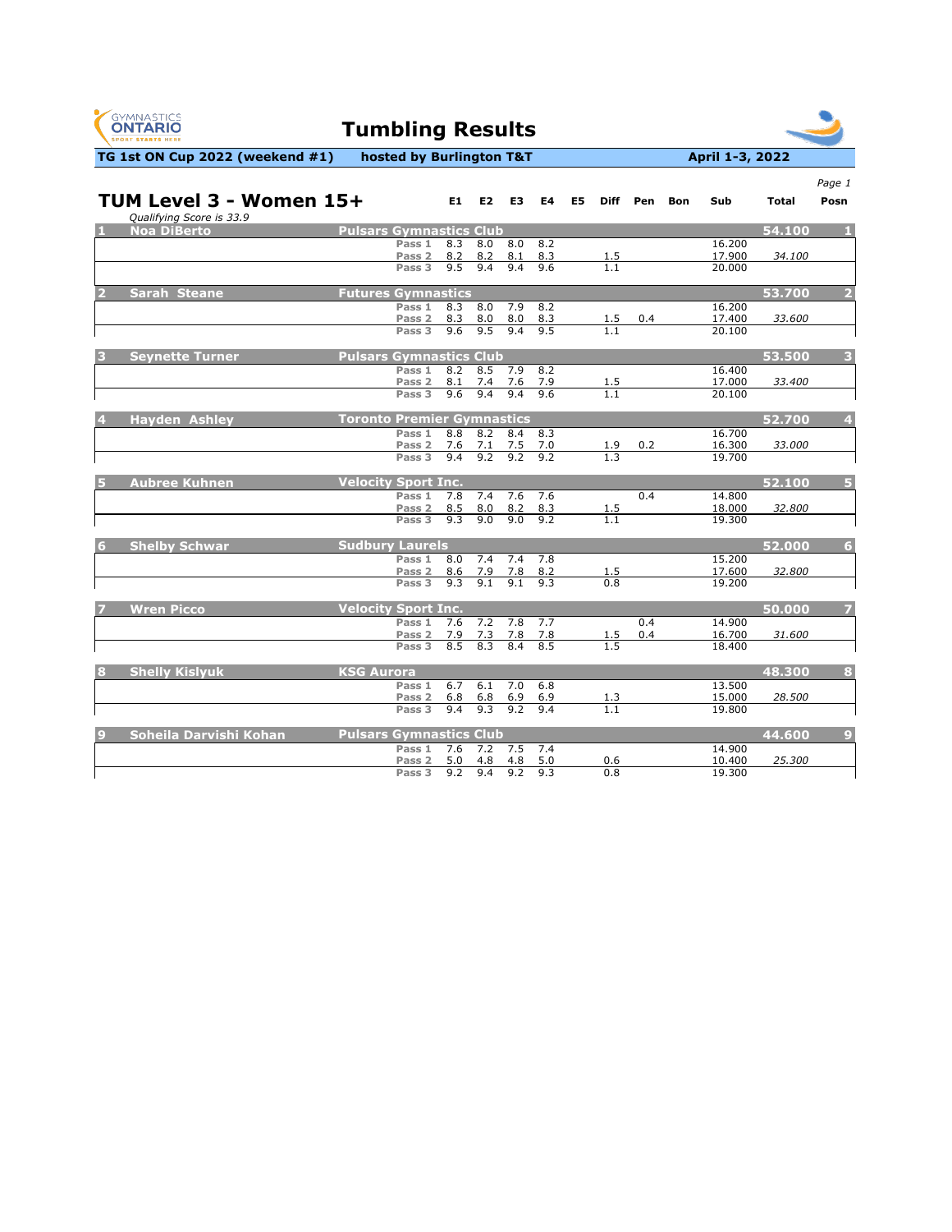# Tumbling Results

**TG 1st ON Cup 2022 (weekend #1)** **hosted by Burlington T&T** **April 1-3, 2022**

## TUM Level 3 - Women 15+

*Qualifying Score is 33.9*

| # | Name | Club | Pass | E1 | E2 | E3 | E4 | E5 | Diff | Pen | Bon | Sub | Total | Posn |
|---|---|---|---|---|---|---|---|---|---|---|---|---|---|---|
| 1 | Noa DiBerto | Pulsars Gymnastics Club | | | | | | | | | | | 54.100 | 1 |
| | | | Pass 1 | 8.3 | 8.0 | 8.0 | 8.2 | | | | | 16.200 | | |
| | | | Pass 2 | 8.2 | 8.2 | 8.1 | 8.3 | | 1.5 | | | 17.900 | *34.100* | |
| | | | Pass 3 | 9.5 | 9.4 | 9.4 | 9.6 | | 1.1 | | | 20.000 | | |
| 2 | Sarah Steane | Futures Gymnastics | | | | | | | | | | | 53.700 | 2 |
| | | | Pass 1 | 8.3 | 8.0 | 7.9 | 8.2 | | | | | 16.200 | | |
| | | | Pass 2 | 8.3 | 8.0 | 8.0 | 8.3 | | 1.5 | 0.4 | | 17.400 | *33.600* | |
| | | | Pass 3 | 9.6 | 9.5 | 9.4 | 9.5 | | 1.1 | | | 20.100 | | |
| 3 | Seynette Turner | Pulsars Gymnastics Club | | | | | | | | | | | 53.500 | 3 |
| | | | Pass 1 | 8.2 | 8.5 | 7.9 | 8.2 | | | | | 16.400 | | |
| | | | Pass 2 | 8.1 | 7.4 | 7.6 | 7.9 | | 1.5 | | | 17.000 | *33.400* | |
| | | | Pass 3 | 9.6 | 9.4 | 9.4 | 9.6 | | 1.1 | | | 20.100 | | |
| 4 | Hayden Ashley | Toronto Premier Gymnastics | | | | | | | | | | | 52.700 | 4 |
| | | | Pass 1 | 8.8 | 8.2 | 8.4 | 8.3 | | | | | 16.700 | | |
| | | | Pass 2 | 7.6 | 7.1 | 7.5 | 7.0 | | 1.9 | 0.2 | | 16.300 | *33.000* | |
| | | | Pass 3 | 9.4 | 9.2 | 9.2 | 9.2 | | 1.3 | | | 19.700 | | |
| 5 | Aubree Kuhnen | Velocity Sport Inc. | | | | | | | | | | | 52.100 | 5 |
| | | | Pass 1 | 7.8 | 7.4 | 7.6 | 7.6 | | | 0.4 | | 14.800 | | |
| | | | Pass 2 | 8.5 | 8.0 | 8.2 | 8.3 | | 1.5 | | | 18.000 | *32.800* | |
| | | | Pass 3 | 9.3 | 9.0 | 9.0 | 9.2 | | 1.1 | | | 19.300 | | |
| 6 | Shelby Schwar | Sudbury Laurels | | | | | | | | | | | 52.000 | 6 |
| | | | Pass 1 | 8.0 | 7.4 | 7.4 | 7.8 | | | | | 15.200 | | |
| | | | Pass 2 | 8.6 | 7.9 | 7.8 | 8.2 | | 1.5 | | | 17.600 | *32.800* | |
| | | | Pass 3 | 9.3 | 9.1 | 9.1 | 9.3 | | 0.8 | | | 19.200 | | |
| 7 | Wren Picco | Velocity Sport Inc. | | | | | | | | | | | 50.000 | 7 |
| | | | Pass 1 | 7.6 | 7.2 | 7.8 | 7.7 | | | 0.4 | | 14.900 | | |
| | | | Pass 2 | 7.9 | 7.3 | 7.8 | 7.8 | | 1.5 | 0.4 | | 16.700 | *31.600* | |
| | | | Pass 3 | 8.5 | 8.3 | 8.4 | 8.5 | | 1.5 | | | 18.400 | | |
| 8 | Shelly Kislyuk | KSG Aurora | | | | | | | | | | | 48.300 | 8 |
| | | | Pass 1 | 6.7 | 6.1 | 7.0 | 6.8 | | | | | 13.500 | | |
| | | | Pass 2 | 6.8 | 6.8 | 6.9 | 6.9 | | 1.3 | | | 15.000 | *28.500* | |
| | | | Pass 3 | 9.4 | 9.3 | 9.2 | 9.4 | | 1.1 | | | 19.800 | | |
| 9 | Soheila Darvishi Kohan | Pulsars Gymnastics Club | | | | | | | | | | | 44.600 | 9 |
| | | | Pass 1 | 7.6 | 7.2 | 7.5 | 7.4 | | | | | 14.900 | | |
| | | | Pass 2 | 5.0 | 4.8 | 4.8 | 5.0 | | 0.6 | | | 10.400 | *25.300* | |
| | | | Pass 3 | 9.2 | 9.4 | 9.2 | 9.3 | | 0.8 | | | 19.300 | | |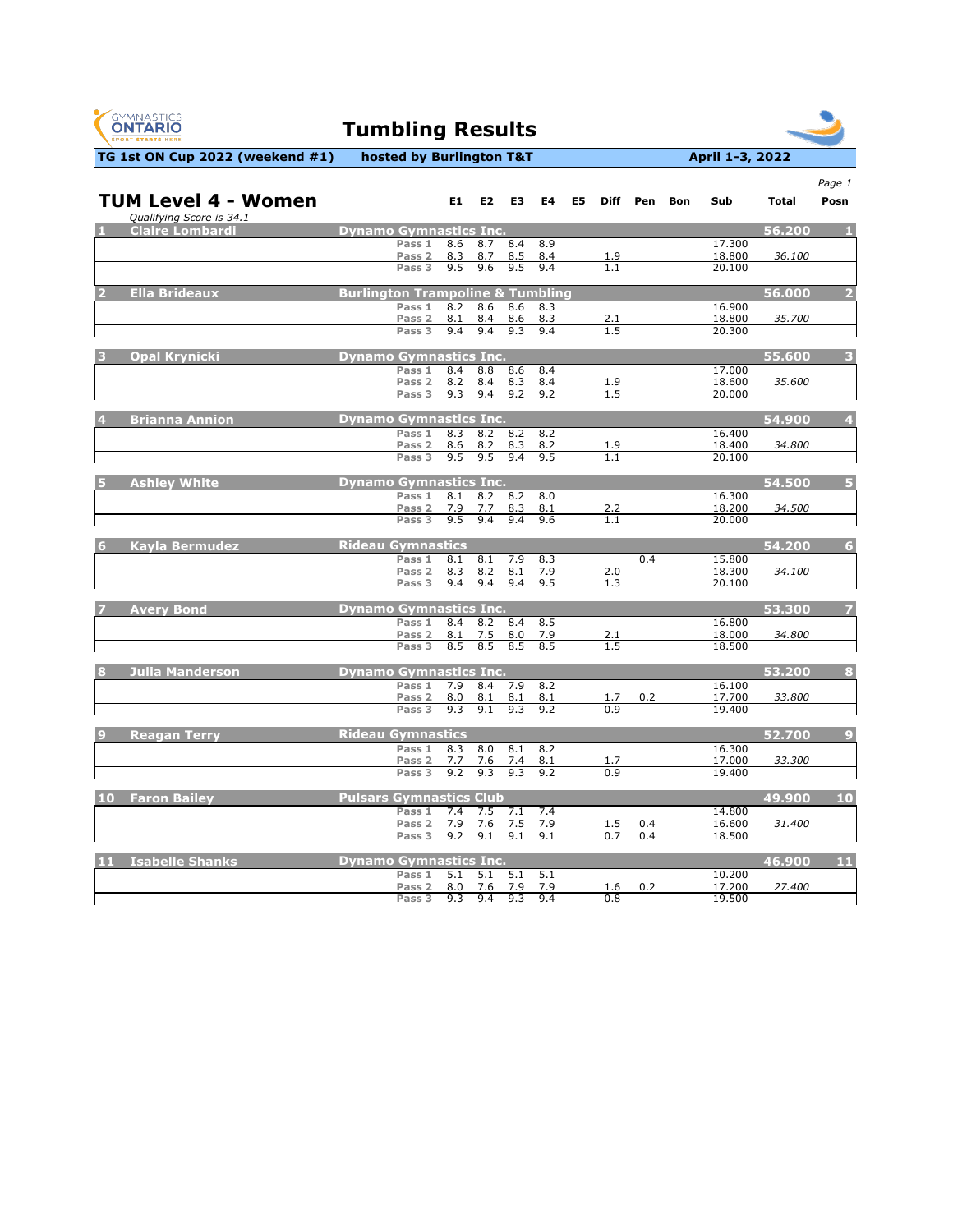# Tumbling Results

**TG 1st ON Cup 2022 (weekend #1)** **hosted by Burlington T&T** **April 1-3, 2022**

## TUM Level 4 - Women

*Qualifying Score is 34.1*

| # | Name | Club | Pass | E1 | E2 | E3 | E4 | E5 | Diff | Pen | Bon | Sub | Total | Posn |
|---|---|---|---|---|---|---|---|---|---|---|---|---|---|---|
| 1 | Claire Lombardi | Dynamo Gymnastics Inc. | | | | | | | | | | | 56.200 | 1 |
| | | | Pass 1 | 8.6 | 8.7 | 8.4 | 8.9 | | | | | 17.300 | | |
| | | | Pass 2 | 8.3 | 8.7 | 8.5 | 8.4 | | 1.9 | | | 18.800 | *36.100* | |
| | | | Pass 3 | 9.5 | 9.6 | 9.5 | 9.4 | | 1.1 | | | 20.100 | | |
| 2 | Ella Brideaux | Burlington Trampoline & Tumbling | | | | | | | | | | | 56.000 | 2 |
| | | | Pass 1 | 8.2 | 8.6 | 8.6 | 8.3 | | | | | 16.900 | | |
| | | | Pass 2 | 8.1 | 8.4 | 8.6 | 8.3 | | 2.1 | | | 18.800 | *35.700* | |
| | | | Pass 3 | 9.4 | 9.4 | 9.3 | 9.4 | | 1.5 | | | 20.300 | | |
| 3 | Opal Krynicki | Dynamo Gymnastics Inc. | | | | | | | | | | | 55.600 | 3 |
| | | | Pass 1 | 8.4 | 8.8 | 8.6 | 8.4 | | | | | 17.000 | | |
| | | | Pass 2 | 8.2 | 8.4 | 8.3 | 8.4 | | 1.9 | | | 18.600 | *35.600* | |
| | | | Pass 3 | 9.3 | 9.4 | 9.2 | 9.2 | | 1.5 | | | 20.000 | | |
| 4 | Brianna Annion | Dynamo Gymnastics Inc. | | | | | | | | | | | 54.900 | 4 |
| | | | Pass 1 | 8.3 | 8.2 | 8.2 | 8.2 | | | | | 16.400 | | |
| | | | Pass 2 | 8.6 | 8.2 | 8.3 | 8.2 | | 1.9 | | | 18.400 | *34.800* | |
| | | | Pass 3 | 9.5 | 9.5 | 9.4 | 9.5 | | 1.1 | | | 20.100 | | |
| 5 | Ashley White | Dynamo Gymnastics Inc. | | | | | | | | | | | 54.500 | 5 |
| | | | Pass 1 | 8.1 | 8.2 | 8.2 | 8.0 | | | | | 16.300 | | |
| | | | Pass 2 | 7.9 | 7.7 | 8.3 | 8.1 | | 2.2 | | | 18.200 | *34.500* | |
| | | | Pass 3 | 9.5 | 9.4 | 9.4 | 9.6 | | 1.1 | | | 20.000 | | |
| 6 | Kayla Bermudez | Rideau Gymnastics | | | | | | | | | | | 54.200 | 6 |
| | | | Pass 1 | 8.1 | 8.1 | 7.9 | 8.3 | | | 0.4 | | 15.800 | | |
| | | | Pass 2 | 8.3 | 8.2 | 8.1 | 7.9 | | 2.0 | | | 18.300 | *34.100* | |
| | | | Pass 3 | 9.4 | 9.4 | 9.4 | 9.5 | | 1.3 | | | 20.100 | | |
| 7 | Avery Bond | Dynamo Gymnastics Inc. | | | | | | | | | | | 53.300 | 7 |
| | | | Pass 1 | 8.4 | 8.2 | 8.4 | 8.5 | | | | | 16.800 | | |
| | | | Pass 2 | 8.1 | 7.5 | 8.0 | 7.9 | | 2.1 | | | 18.000 | *34.800* | |
| | | | Pass 3 | 8.5 | 8.5 | 8.5 | 8.5 | | 1.5 | | | 18.500 | | |
| 8 | Julia Manderson | Dynamo Gymnastics Inc. | | | | | | | | | | | 53.200 | 8 |
| | | | Pass 1 | 7.9 | 8.4 | 7.9 | 8.2 | | | | | 16.100 | | |
| | | | Pass 2 | 8.0 | 8.1 | 8.1 | 8.1 | | 1.7 | 0.2 | | 17.700 | *33.800* | |
| | | | Pass 3 | 9.3 | 9.1 | 9.3 | 9.2 | | 0.9 | | | 19.400 | | |
| 9 | Reagan Terry | Rideau Gymnastics | | | | | | | | | | | 52.700 | 9 |
| | | | Pass 1 | 8.3 | 8.0 | 8.1 | 8.2 | | | | | 16.300 | | |
| | | | Pass 2 | 7.7 | 7.6 | 7.4 | 8.1 | | 1.7 | | | 17.000 | *33.300* | |
| | | | Pass 3 | 9.2 | 9.3 | 9.3 | 9.2 | | 0.9 | | | 19.400 | | |
| 10 | Faron Bailey | Pulsars Gymnastics Club | | | | | | | | | | | 49.900 | 10 |
| | | | Pass 1 | 7.4 | 7.5 | 7.1 | 7.4 | | | | | 14.800 | | |
| | | | Pass 2 | 7.9 | 7.6 | 7.5 | 7.9 | | 1.5 | 0.4 | | 16.600 | *31.400* | |
| | | | Pass 3 | 9.2 | 9.1 | 9.1 | 9.1 | | 0.7 | 0.4 | | 18.500 | | |
| 11 | Isabelle Shanks | Dynamo Gymnastics Inc. | | | | | | | | | | | 46.900 | 11 |
| | | | Pass 1 | 5.1 | 5.1 | 5.1 | 5.1 | | | | | 10.200 | | |
| | | | Pass 2 | 8.0 | 7.6 | 7.9 | 7.9 | | 1.6 | 0.2 | | 17.200 | *27.400* | |
| | | | Pass 3 | 9.3 | 9.4 | 9.3 | 9.4 | | 0.8 | | | 19.500 | | |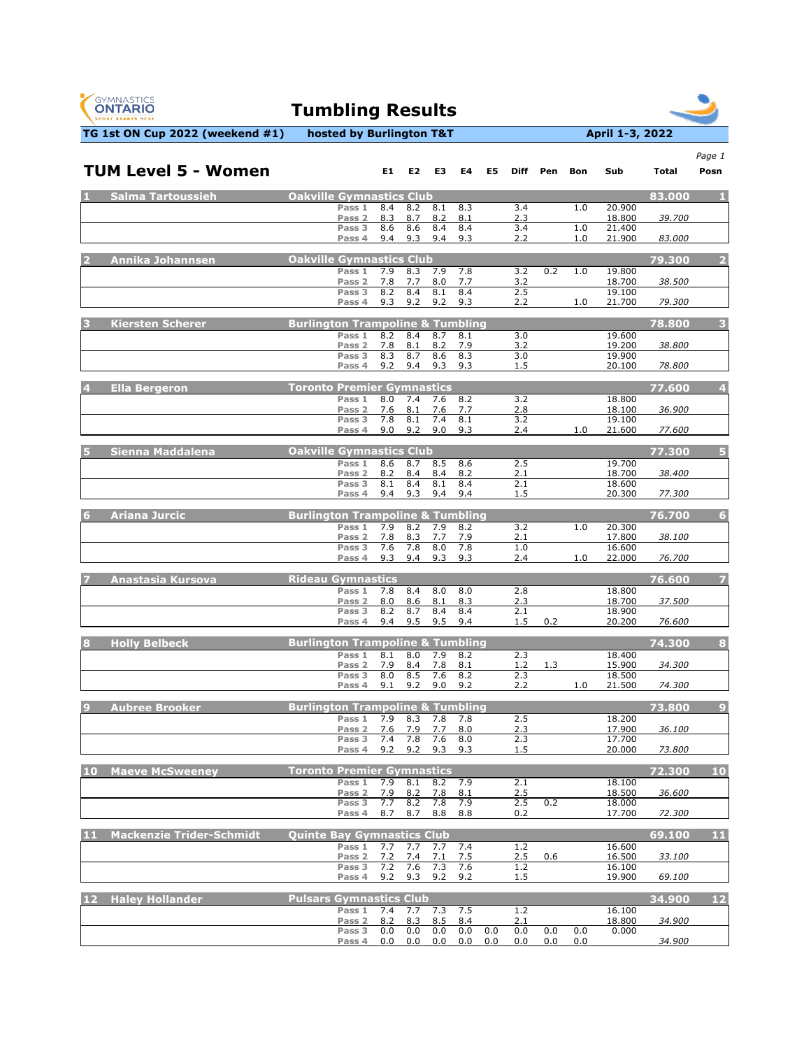# Tumbling Results

**TG 1st ON Cup 2022 (weekend #1)** — **hosted by Burlington T&T** — **April 1-3, 2022**

## TUM Level 5 - Women

| Rank | Name | Club | Pass | E1 | E2 | E3 | E4 | E5 | Diff | Pen | Bon | Sub | Total | Posn |
|---|---|---|---|---|---|---|---|---|---|---|---|---|---|---|
| 1 | Salma Tartoussieh | Oakville Gymnastics Club | | | | | | | | | | | 83.000 | 1 |
| | | | Pass 1 | 8.4 | 8.2 | 8.1 | 8.3 | | 3.4 | | 1.0 | 20.900 | | |
| | | | Pass 2 | 8.3 | 8.7 | 8.2 | 8.1 | | 2.3 | | | 18.800 | 39.700 | |
| | | | Pass 3 | 8.6 | 8.6 | 8.4 | 8.4 | | 3.4 | | 1.0 | 21.400 | | |
| | | | Pass 4 | 9.4 | 9.3 | 9.4 | 9.3 | | 2.2 | | 1.0 | 21.900 | 83.000 | |
| 2 | Annika Johannsen | Oakville Gymnastics Club | | | | | | | | | | | 79.300 | 2 |
| | | | Pass 1 | 7.9 | 8.3 | 7.9 | 7.8 | | 3.2 | 0.2 | 1.0 | 19.800 | | |
| | | | Pass 2 | 7.8 | 7.7 | 8.0 | 7.7 | | 3.2 | | | 18.700 | 38.500 | |
| | | | Pass 3 | 8.2 | 8.4 | 8.1 | 8.4 | | 2.5 | | | 19.100 | | |
| | | | Pass 4 | 9.3 | 9.2 | 9.2 | 9.3 | | 2.2 | | 1.0 | 21.700 | 79.300 | |
| 3 | Kiersten Scherer | Burlington Trampoline & Tumbling | | | | | | | | | | | 78.800 | 3 |
| | | | Pass 1 | 8.2 | 8.4 | 8.7 | 8.1 | | 3.0 | | | 19.600 | | |
| | | | Pass 2 | 7.8 | 8.1 | 8.2 | 7.9 | | 3.2 | | | 19.200 | 38.800 | |
| | | | Pass 3 | 8.3 | 8.7 | 8.6 | 8.3 | | 3.0 | | | 19.900 | | |
| | | | Pass 4 | 9.2 | 9.4 | 9.3 | 9.3 | | 1.5 | | | 20.100 | 78.800 | |
| 4 | Ella Bergeron | Toronto Premier Gymnastics | | | | | | | | | | | 77.600 | 4 |
| | | | Pass 1 | 8.0 | 7.4 | 7.6 | 8.2 | | 3.2 | | | 18.800 | | |
| | | | Pass 2 | 7.6 | 8.1 | 7.6 | 7.7 | | 2.8 | | | 18.100 | 36.900 | |
| | | | Pass 3 | 7.8 | 8.1 | 7.4 | 8.1 | | 3.2 | | | 19.100 | | |
| | | | Pass 4 | 9.0 | 9.2 | 9.0 | 9.3 | | 2.4 | | 1.0 | 21.600 | 77.600 | |
| 5 | Sienna Maddalena | Oakville Gymnastics Club | | | | | | | | | | | 77.300 | 5 |
| | | | Pass 1 | 8.6 | 8.7 | 8.5 | 8.6 | | 2.5 | | | 19.700 | | |
| | | | Pass 2 | 8.2 | 8.4 | 8.4 | 8.2 | | 2.1 | | | 18.700 | 38.400 | |
| | | | Pass 3 | 8.1 | 8.4 | 8.1 | 8.4 | | 2.1 | | | 18.600 | | |
| | | | Pass 4 | 9.4 | 9.3 | 9.4 | 9.4 | | 1.5 | | | 20.300 | 77.300 | |
| 6 | Ariana Jurcic | Burlington Trampoline & Tumbling | | | | | | | | | | | 76.700 | 6 |
| | | | Pass 1 | 7.9 | 8.2 | 7.9 | 8.2 | | 3.2 | | 1.0 | 20.300 | | |
| | | | Pass 2 | 7.8 | 8.3 | 7.7 | 7.9 | | 2.1 | | | 17.800 | 38.100 | |
| | | | Pass 3 | 7.6 | 7.8 | 8.0 | 7.8 | | 1.0 | | | 16.600 | | |
| | | | Pass 4 | 9.3 | 9.4 | 9.3 | 9.3 | | 2.4 | | 1.0 | 22.000 | 76.700 | |
| 7 | Anastasia Kursova | Rideau Gymnastics | | | | | | | | | | | 76.600 | 7 |
| | | | Pass 1 | 7.8 | 8.4 | 8.0 | 8.0 | | 2.8 | | | 18.800 | | |
| | | | Pass 2 | 8.0 | 8.6 | 8.1 | 8.3 | | 2.3 | | | 18.700 | 37.500 | |
| | | | Pass 3 | 8.2 | 8.7 | 8.4 | 8.4 | | 2.1 | | | 18.900 | | |
| | | | Pass 4 | 9.4 | 9.5 | 9.5 | 9.4 | | 1.5 | 0.2 | | 20.200 | 76.600 | |
| 8 | Holly Belbeck | Burlington Trampoline & Tumbling | | | | | | | | | | | 74.300 | 8 |
| | | | Pass 1 | 8.1 | 8.0 | 7.9 | 8.2 | | 2.3 | | | 18.400 | | |
| | | | Pass 2 | 7.9 | 8.4 | 7.8 | 8.1 | | 1.2 | 1.3 | | 15.900 | 34.300 | |
| | | | Pass 3 | 8.0 | 8.5 | 7.6 | 8.2 | | 2.3 | | | 18.500 | | |
| | | | Pass 4 | 9.1 | 9.2 | 9.0 | 9.2 | | 2.2 | | 1.0 | 21.500 | 74.300 | |
| 9 | Aubree Brooker | Burlington Trampoline & Tumbling | | | | | | | | | | | 73.800 | 9 |
| | | | Pass 1 | 7.9 | 8.3 | 7.8 | 7.8 | | 2.5 | | | 18.200 | | |
| | | | Pass 2 | 7.6 | 7.9 | 7.7 | 8.0 | | 2.3 | | | 17.900 | 36.100 | |
| | | | Pass 3 | 7.4 | 7.8 | 7.6 | 8.0 | | 2.3 | | | 17.700 | | |
| | | | Pass 4 | 9.2 | 9.2 | 9.3 | 9.3 | | 1.5 | | | 20.000 | 73.800 | |
| 10 | Maeve McSweeney | Toronto Premier Gymnastics | | | | | | | | | | | 72.300 | 10 |
| | | | Pass 1 | 7.9 | 8.1 | 8.2 | 7.9 | | 2.1 | | | 18.100 | | |
| | | | Pass 2 | 7.9 | 8.2 | 7.8 | 8.1 | | 2.5 | | | 18.500 | 36.600 | |
| | | | Pass 3 | 7.7 | 8.2 | 7.8 | 7.9 | | 2.5 | 0.2 | | 18.000 | | |
| | | | Pass 4 | 8.7 | 8.7 | 8.8 | 8.8 | | 0.2 | | | 17.700 | 72.300 | |
| 11 | Mackenzie Trider-Schmidt | Quinte Bay Gymnastics Club | | | | | | | | | | | 69.100 | 11 |
| | | | Pass 1 | 7.7 | 7.7 | 7.7 | 7.4 | | 1.2 | | | 16.600 | | |
| | | | Pass 2 | 7.2 | 7.4 | 7.1 | 7.5 | | 2.5 | 0.6 | | 16.500 | 33.100 | |
| | | | Pass 3 | 7.2 | 7.6 | 7.3 | 7.6 | | 1.2 | | | 16.100 | | |
| | | | Pass 4 | 9.2 | 9.3 | 9.2 | 9.2 | | 1.5 | | | 19.900 | 69.100 | |
| 12 | Haley Hollander | Pulsars Gymnastics Club | | | | | | | | | | | 34.900 | 12 |
| | | | Pass 1 | 7.4 | 7.7 | 7.3 | 7.5 | | 1.2 | | | 16.100 | | |
| | | | Pass 2 | 8.2 | 8.3 | 8.5 | 8.4 | | 2.1 | | | 18.800 | 34.900 | |
| | | | Pass 3 | 0.0 | 0.0 | 0.0 | 0.0 | 0.0 | 0.0 | 0.0 | 0.0 | 0.000 | | |
| | | | Pass 4 | 0.0 | 0.0 | 0.0 | 0.0 | 0.0 | 0.0 | 0.0 | 0.0 | | 34.900 | |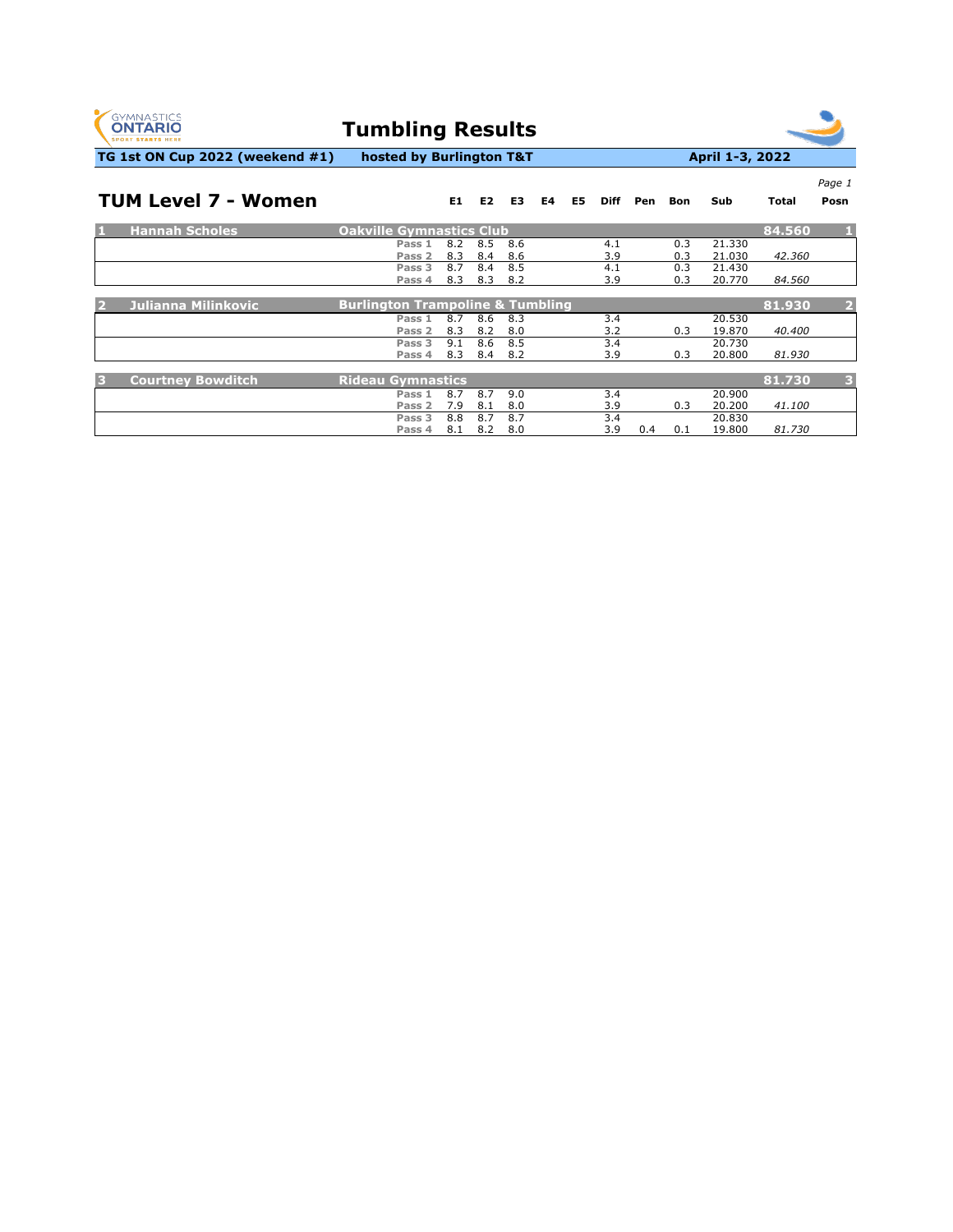# Tumbling Results

**TG 1st ON Cup 2022 (weekend #1)** **hosted by Burlington T&T** **April 1-3, 2022**

## TUM Level 7 - Women

| | Name | Club / Pass | E1 | E2 | E3 | E4 | E5 | Diff | Pen | Bon | Sub | Total | Posn |
|---|---|---|---|---|---|---|---|---|---|---|---|---|---|
| 1 | **Hannah Scholes** | **Oakville Gymnastics Club** | | | | | | | | | | **84.560** | **1** |
| | | Pass 1 | 8.2 | 8.5 | 8.6 | | | 4.1 | | 0.3 | 21.330 | | |
| | | Pass 2 | 8.3 | 8.4 | 8.6 | | | 3.9 | | 0.3 | 21.030 | *42.360* | |
| | | Pass 3 | 8.7 | 8.4 | 8.5 | | | 4.1 | | 0.3 | 21.430 | | |
| | | Pass 4 | 8.3 | 8.3 | 8.2 | | | 3.9 | | 0.3 | 20.770 | *84.560* | |
| 2 | **Julianna Milinkovic** | **Burlington Trampoline & Tumbling** | | | | | | | | | | **81.930** | **2** |
| | | Pass 1 | 8.7 | 8.6 | 8.3 | | | 3.4 | | | 20.530 | | |
| | | Pass 2 | 8.3 | 8.2 | 8.0 | | | 3.2 | | 0.3 | 19.870 | *40.400* | |
| | | Pass 3 | 9.1 | 8.6 | 8.5 | | | 3.4 | | | 20.730 | | |
| | | Pass 4 | 8.3 | 8.4 | 8.2 | | | 3.9 | | 0.3 | 20.800 | *81.930* | |
| 3 | **Courtney Bowditch** | **Rideau Gymnastics** | | | | | | | | | | **81.730** | **3** |
| | | Pass 1 | 8.7 | 8.7 | 9.0 | | | 3.4 | | | 20.900 | | |
| | | Pass 2 | 7.9 | 8.1 | 8.0 | | | 3.9 | | 0.3 | 20.200 | *41.100* | |
| | | Pass 3 | 8.8 | 8.7 | 8.7 | | | 3.4 | | | 20.830 | | |
| | | Pass 4 | 8.1 | 8.2 | 8.0 | | | 3.9 | 0.4 | 0.1 | 19.800 | *81.730* | |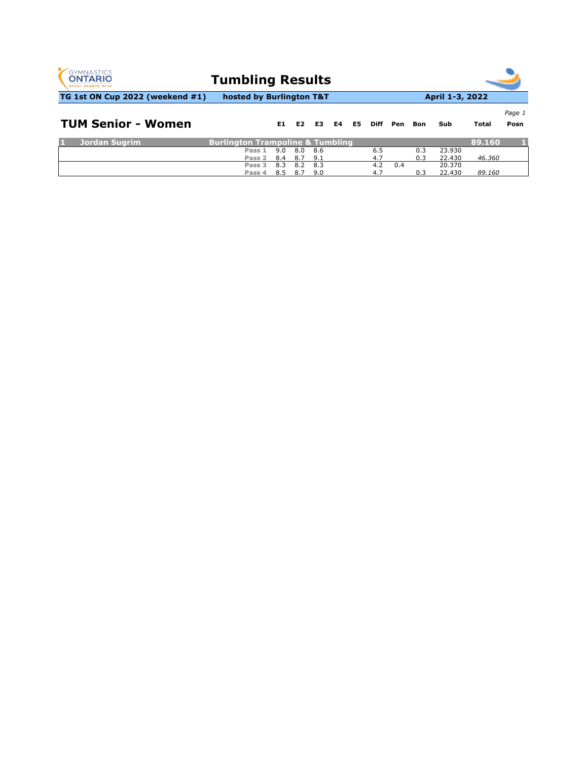# Tumbling Results

**TG 1st ON Cup 2022 (weekend #1)** **hosted by Burlington T&T** **April 1-3, 2022**

## TUM Senior - Women

| | | E1 | E2 | E3 | E4 | E5 | Diff | Pen | Bon | Sub | Total | Posn |
|---|---|---|---|---|---|---|---|---|---|---|---|---|
| **1 Jordan Sugrim** | **Burlington Trampoline & Tumbling** | | | | | | | | | | **89.160** | **1** |
| | Pass 1 | 9.0 | 8.0 | 8.6 | | | 6.5 | | 0.3 | 23.930 | | |
| | Pass 2 | 8.4 | 8.7 | 9.1 | | | 4.7 | | 0.3 | 22.430 | *46.360* | |
| | Pass 3 | 8.3 | 8.2 | 8.3 | | | 4.2 | 0.4 | | 20.370 | | |
| | Pass 4 | 8.5 | 8.7 | 9.0 | | | 4.7 | | 0.3 | 22.430 | *89.160* | |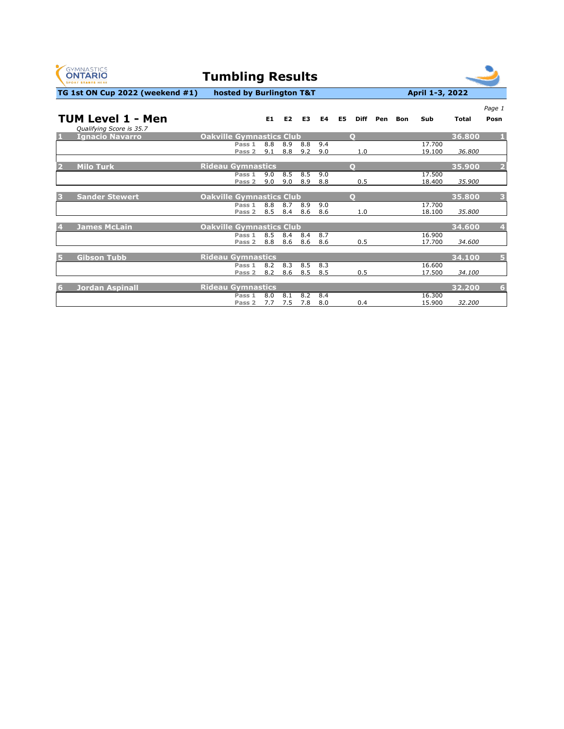# Tumbling Results

**TG 1st ON Cup 2022 (weekend #1)** **hosted by Burlington T&T** **April 1-3, 2022**

*Page 1*

## TUM Level 1 - Men

*Qualifying Score is 35.7*

| Rank | Name | Club | | E1 | E2 | E3 | E4 | E5 | Diff | Pen | Bon | Sub | Total | Posn |
|---|---|---|---|---|---|---|---|---|---|---|---|---|---|---|
| 1 | Ignacio Navarro | Oakville Gymnastics Club | | | | | | | Q | | | | 36.800 | 1 |
| | | | Pass 1 | 8.8 | 8.9 | 8.8 | 9.4 | | | | | 17.700 | | |
| | | | Pass 2 | 9.1 | 8.8 | 9.2 | 9.0 | | 1.0 | | | 19.100 | 36.800 | |
| 2 | Milo Turk | Rideau Gymnastics | | | | | | | Q | | | | 35.900 | 2 |
| | | | Pass 1 | 9.0 | 8.5 | 8.5 | 9.0 | | | | | 17.500 | | |
| | | | Pass 2 | 9.0 | 9.0 | 8.9 | 8.8 | | 0.5 | | | 18.400 | 35.900 | |
| 3 | Sander Stewert | Oakville Gymnastics Club | | | | | | | Q | | | | 35.800 | 3 |
| | | | Pass 1 | 8.8 | 8.7 | 8.9 | 9.0 | | | | | 17.700 | | |
| | | | Pass 2 | 8.5 | 8.4 | 8.6 | 8.6 | | 1.0 | | | 18.100 | 35.800 | |
| 4 | James McLain | Oakville Gymnastics Club | | | | | | | | | | | 34.600 | 4 |
| | | | Pass 1 | 8.5 | 8.4 | 8.4 | 8.7 | | | | | 16.900 | | |
| | | | Pass 2 | 8.8 | 8.6 | 8.6 | 8.6 | | 0.5 | | | 17.700 | 34.600 | |
| 5 | Gibson Tubb | Rideau Gymnastics | | | | | | | | | | | 34.100 | 5 |
| | | | Pass 1 | 8.2 | 8.3 | 8.5 | 8.3 | | | | | 16.600 | | |
| | | | Pass 2 | 8.2 | 8.6 | 8.5 | 8.5 | | 0.5 | | | 17.500 | 34.100 | |
| 6 | Jordan Aspinall | Rideau Gymnastics | | | | | | | | | | | 32.200 | 6 |
| | | | Pass 1 | 8.0 | 8.1 | 8.2 | 8.4 | | | | | 16.300 | | |
| | | | Pass 2 | 7.7 | 7.5 | 7.8 | 8.0 | | 0.4 | | | 15.900 | 32.200 | |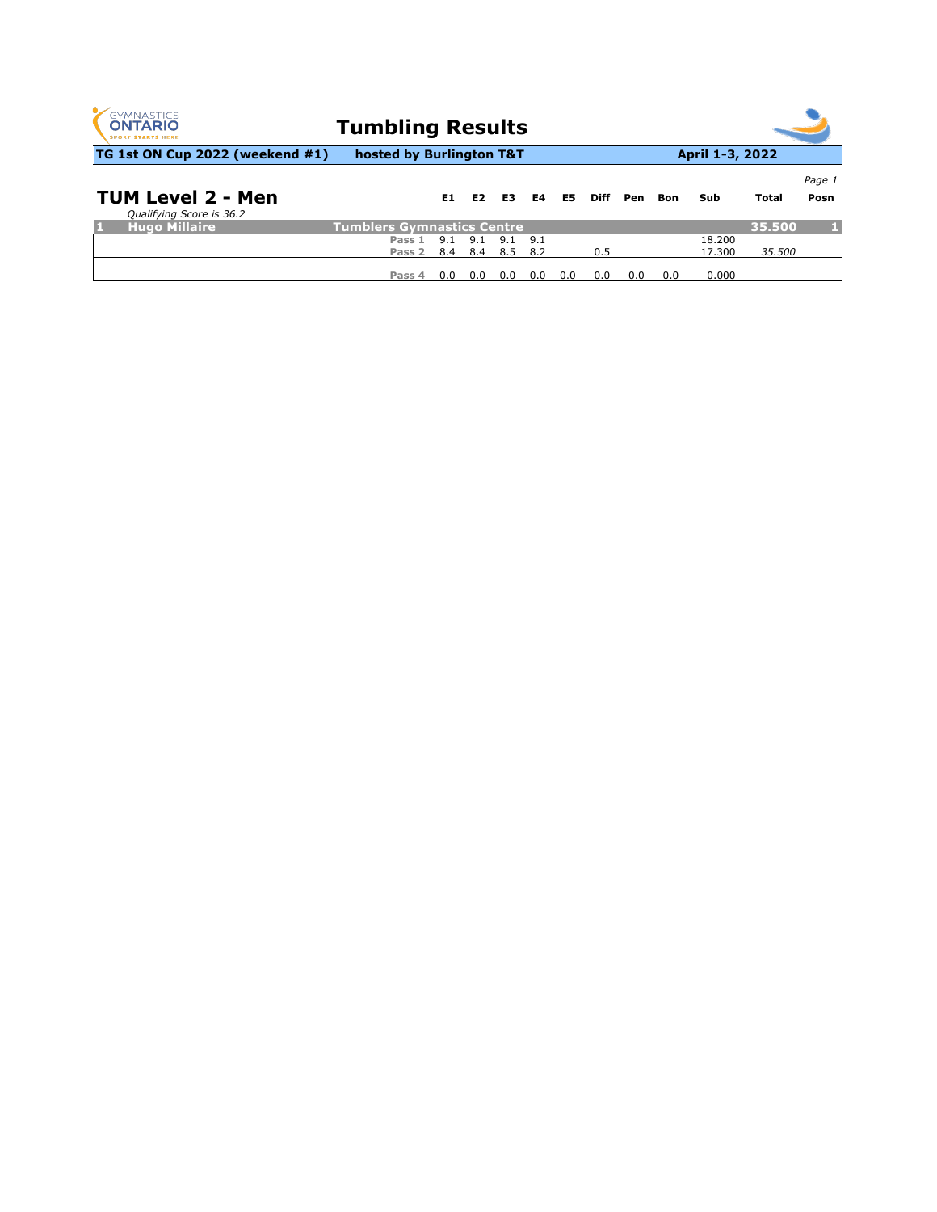# Tumbling Results

**TG 1st ON Cup 2022 (weekend #1)** **hosted by Burlington T&T** **April 1-3, 2022**

## TUM Level 2 - Men

*Qualifying Score is 36.2*

| | | | E1 | E2 | E3 | E4 | E5 | Diff | Pen | Bon | Sub | Total | Posn |
|---|---|---|---|---|---|---|---|---|---|---|---|---|---|
| 1 | **Hugo Millaire** | **Tumblers Gymnastics Centre** | | | | | | | | | | **35.500** | **1** |
| | | Pass 1 | 9.1 | 9.1 | 9.1 | 9.1 | | | | | 18.200 | | |
| | | Pass 2 | 8.4 | 8.4 | 8.5 | 8.2 | | 0.5 | | | 17.300 | *35.500* | |
| | | Pass 4 | 0.0 | 0.0 | 0.0 | 0.0 | 0.0 | 0.0 | 0.0 | 0.0 | 0.000 | | |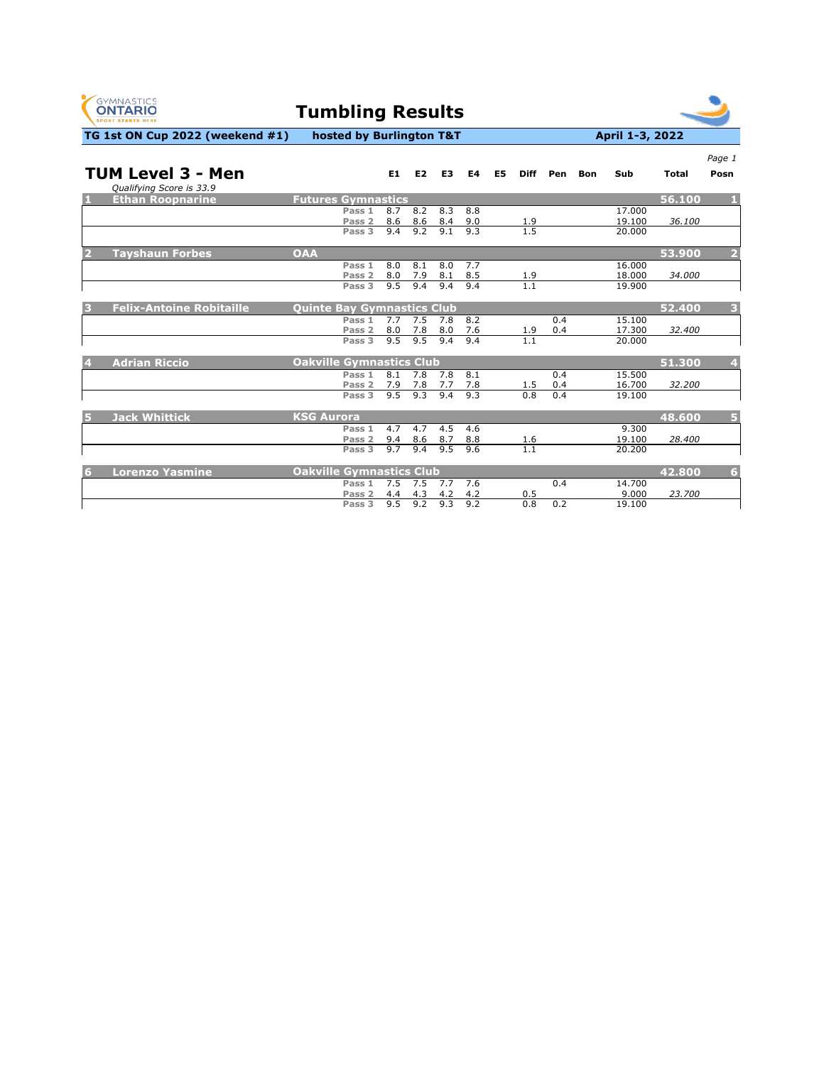# Tumbling Results

**TG 1st ON Cup 2022 (weekend #1)** **hosted by Burlington T&T** **April 1-3, 2022**

*Page 1*

## TUM Level 3 - Men

*Qualifying Score is 33.9*

| Posn | Name | Club | Pass | E1 | E2 | E3 | E4 | E5 | Diff | Pen | Bon | Sub | Total | Posn |
|---|---|---|---|---|---|---|---|---|---|---|---|---|---|---|
| 1 | Ethan Roopnarine | Futures Gymnastics | | | | | | | | | | | 56.100 | 1 |
| | | | Pass 1 | 8.7 | 8.2 | 8.3 | 8.8 | | | | | 17.000 | | |
| | | | Pass 2 | 8.6 | 8.6 | 8.4 | 9.0 | | 1.9 | | | 19.100 | *36.100* | |
| | | | Pass 3 | 9.4 | 9.2 | 9.1 | 9.3 | | 1.5 | | | 20.000 | | |
| 2 | Tayshaun Forbes | OAA | | | | | | | | | | | 53.900 | 2 |
| | | | Pass 1 | 8.0 | 8.1 | 8.0 | 7.7 | | | | | 16.000 | | |
| | | | Pass 2 | 8.0 | 7.9 | 8.1 | 8.5 | | 1.9 | | | 18.000 | *34.000* | |
| | | | Pass 3 | 9.5 | 9.4 | 9.4 | 9.4 | | 1.1 | | | 19.900 | | |
| 3 | Felix-Antoine Robitaille | Quinte Bay Gymnastics Club | | | | | | | | | | | 52.400 | 3 |
| | | | Pass 1 | 7.7 | 7.5 | 7.8 | 8.2 | | | 0.4 | | 15.100 | | |
| | | | Pass 2 | 8.0 | 7.8 | 8.0 | 7.6 | | 1.9 | 0.4 | | 17.300 | *32.400* | |
| | | | Pass 3 | 9.5 | 9.5 | 9.4 | 9.4 | | 1.1 | | | 20.000 | | |
| 4 | Adrian Riccio | Oakville Gymnastics Club | | | | | | | | | | | 51.300 | 4 |
| | | | Pass 1 | 8.1 | 7.8 | 7.8 | 8.1 | | | 0.4 | | 15.500 | | |
| | | | Pass 2 | 7.9 | 7.8 | 7.7 | 7.8 | | 1.5 | 0.4 | | 16.700 | *32.200* | |
| | | | Pass 3 | 9.5 | 9.3 | 9.4 | 9.3 | | 0.8 | 0.4 | | 19.100 | | |
| 5 | Jack Whittick | KSG Aurora | | | | | | | | | | | 48.600 | 5 |
| | | | Pass 1 | 4.7 | 4.7 | 4.5 | 4.6 | | | | | 9.300 | | |
| | | | Pass 2 | 9.4 | 8.6 | 8.7 | 8.8 | | 1.6 | | | 19.100 | *28.400* | |
| | | | Pass 3 | 9.7 | 9.4 | 9.5 | 9.6 | | 1.1 | | | 20.200 | | |
| 6 | Lorenzo Yasmine | Oakville Gymnastics Club | | | | | | | | | | | 42.800 | 6 |
| | | | Pass 1 | 7.5 | 7.5 | 7.7 | 7.6 | | | 0.4 | | 14.700 | | |
| | | | Pass 2 | 4.4 | 4.3 | 4.2 | 4.2 | | 0.5 | | | 9.000 | *23.700* | |
| | | | Pass 3 | 9.5 | 9.2 | 9.3 | 9.2 | | 0.8 | 0.2 | | 19.100 | | |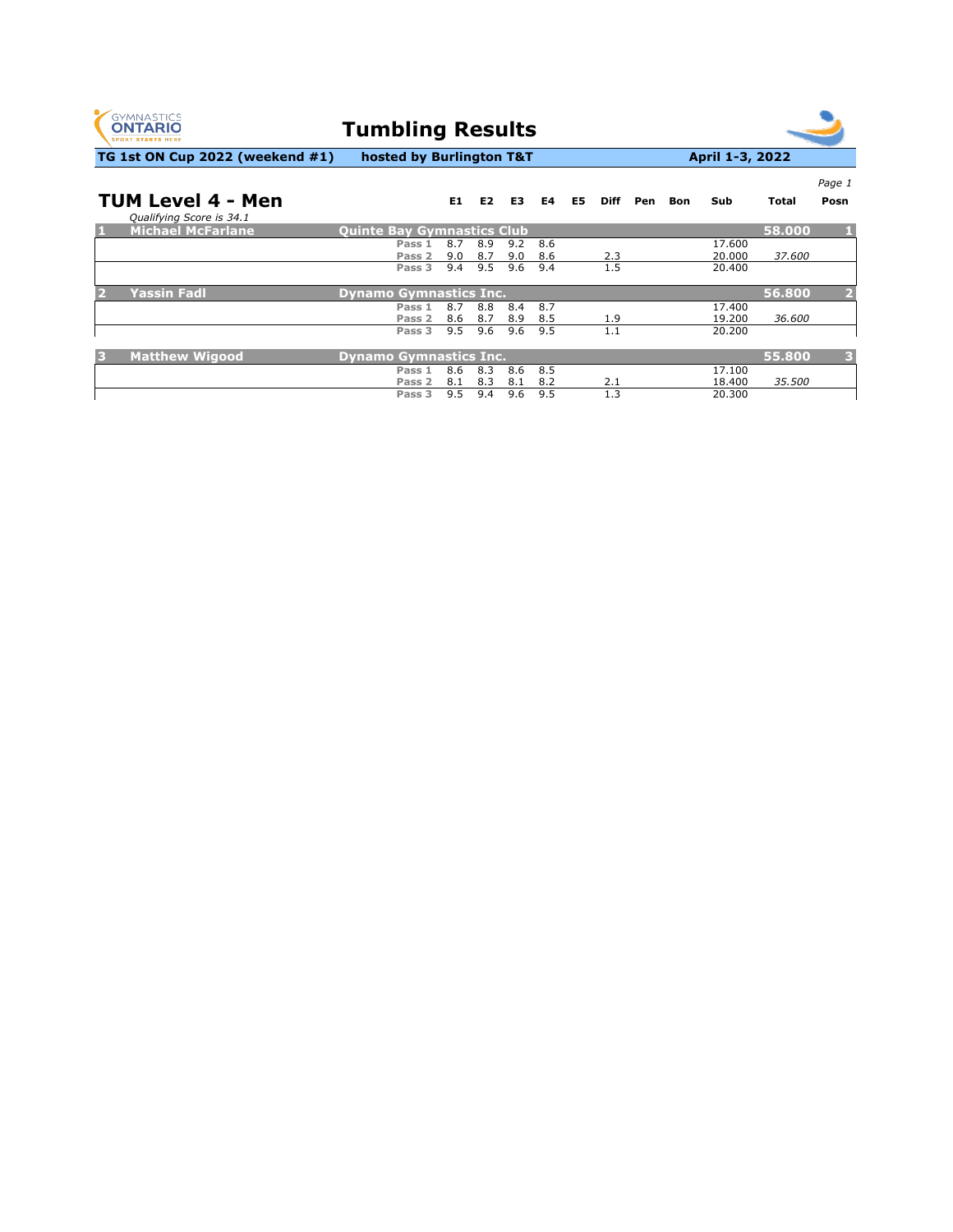# Tumbling Results

**TG 1st ON Cup 2022 (weekend #1)** **hosted by Burlington T&T** **April 1-3, 2022**

## TUM Level 4 - Men

*Qualifying Score is 34.1*

| | | | E1 | E2 | E3 | E4 | E5 | Diff | Pen | Bon | Sub | Total | Posn |
|---|---|---|---|---|---|---|---|---|---|---|---|---|---|
| **1** | **Michael McFarlane** | **Quinte Bay Gymnastics Club** | | | | | | | | | | **58.000** | **1** |
| | | Pass 1 | 8.7 | 8.9 | 9.2 | 8.6 | | | | | 17.600 | | |
| | | Pass 2 | 9.0 | 8.7 | 9.0 | 8.6 | | 2.3 | | | 20.000 | *37.600* | |
| | | Pass 3 | 9.4 | 9.5 | 9.6 | 9.4 | | 1.5 | | | 20.400 | | |
| **2** | **Yassin Fadl** | **Dynamo Gymnastics Inc.** | | | | | | | | | | **56.800** | **2** |
| | | Pass 1 | 8.7 | 8.8 | 8.4 | 8.7 | | | | | 17.400 | | |
| | | Pass 2 | 8.6 | 8.7 | 8.9 | 8.5 | | 1.9 | | | 19.200 | *36.600* | |
| | | Pass 3 | 9.5 | 9.6 | 9.6 | 9.5 | | 1.1 | | | 20.200 | | |
| **3** | **Matthew Wigood** | **Dynamo Gymnastics Inc.** | | | | | | | | | | **55.800** | **3** |
| | | Pass 1 | 8.6 | 8.3 | 8.6 | 8.5 | | | | | 17.100 | | |
| | | Pass 2 | 8.1 | 8.3 | 8.1 | 8.2 | | 2.1 | | | 18.400 | *35.500* | |
| | | Pass 3 | 9.5 | 9.4 | 9.6 | 9.5 | | 1.3 | | | 20.300 | | |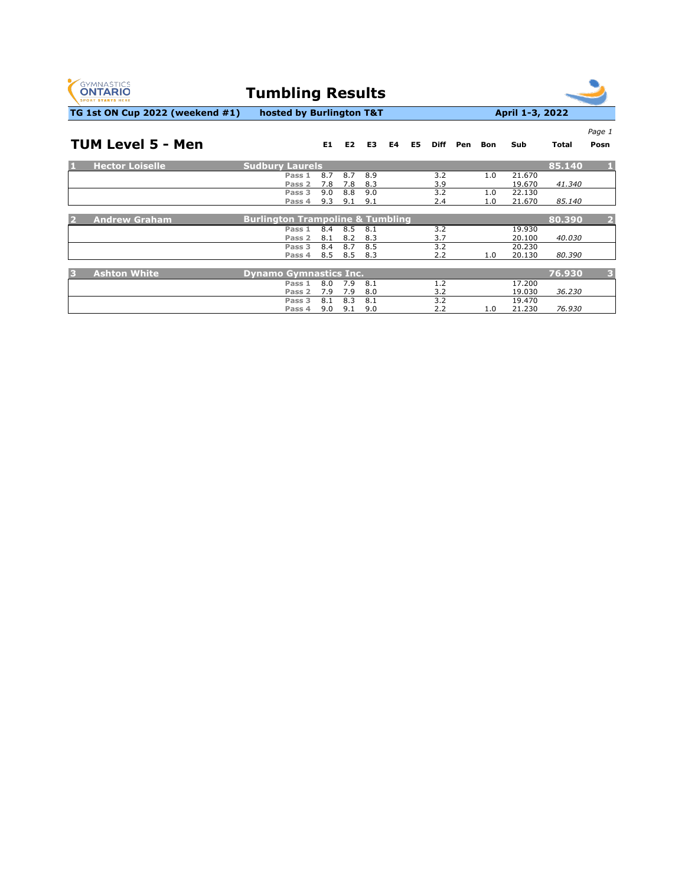# Tumbling Results

**TG 1st ON Cup 2022 (weekend #1)** **hosted by Burlington T&T** **April 1-3, 2022**

## TUM Level 5 - Men

| | Name | Club | Pass | E1 | E2 | E3 | E4 | E5 | Diff | Pen | Bon | Sub | Total | Posn |
|---|---|---|---|---|---|---|---|---|---|---|---|---|---|---|
| 1 | Hector Loiselle | Sudbury Laurels | | | | | | | | | | | 85.140 | 1 |
| | | | Pass 1 | 8.7 | 8.7 | 8.9 | | | 3.2 | | 1.0 | 21.670 | | |
| | | | Pass 2 | 7.8 | 7.8 | 8.3 | | | 3.9 | | | 19.670 | *41.340* | |
| | | | Pass 3 | 9.0 | 8.8 | 9.0 | | | 3.2 | | 1.0 | 22.130 | | |
| | | | Pass 4 | 9.3 | 9.1 | 9.1 | | | 2.4 | | 1.0 | 21.670 | *85.140* | |
| 2 | Andrew Graham | Burlington Trampoline & Tumbling | | | | | | | | | | | 80.390 | 2 |
| | | | Pass 1 | 8.4 | 8.5 | 8.1 | | | 3.2 | | | 19.930 | | |
| | | | Pass 2 | 8.1 | 8.2 | 8.3 | | | 3.7 | | | 20.100 | *40.030* | |
| | | | Pass 3 | 8.4 | 8.7 | 8.5 | | | 3.2 | | | 20.230 | | |
| | | | Pass 4 | 8.5 | 8.5 | 8.3 | | | 2.2 | | 1.0 | 20.130 | *80.390* | |
| 3 | Ashton White | Dynamo Gymnastics Inc. | | | | | | | | | | | 76.930 | 3 |
| | | | Pass 1 | 8.0 | 7.9 | 8.1 | | | 1.2 | | | 17.200 | | |
| | | | Pass 2 | 7.9 | 7.9 | 8.0 | | | 3.2 | | | 19.030 | *36.230* | |
| | | | Pass 3 | 8.1 | 8.3 | 8.1 | | | 3.2 | | | 19.470 | | |
| | | | Pass 4 | 9.0 | 9.1 | 9.0 | | | 2.2 | | 1.0 | 21.230 | *76.930* | |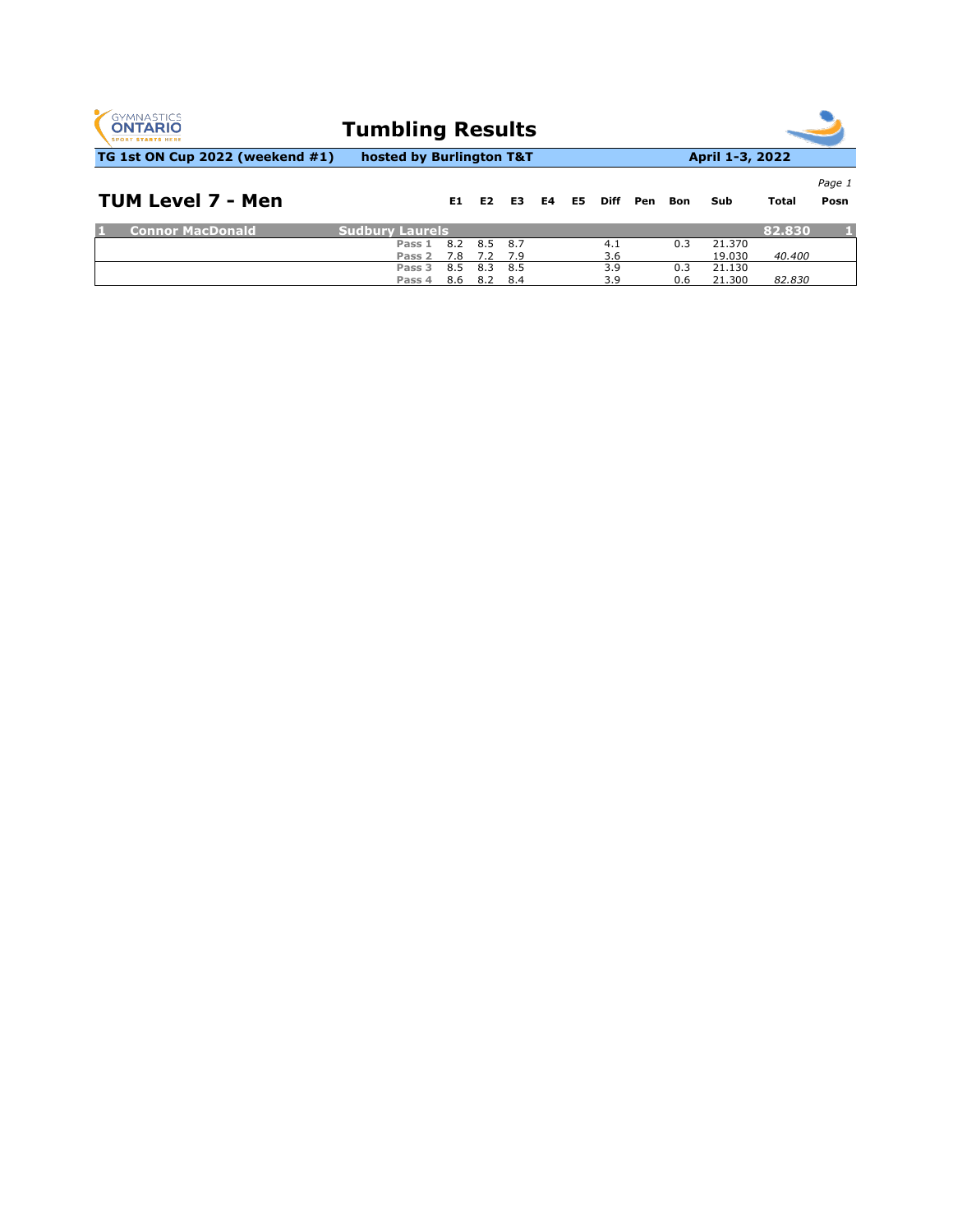# Tumbling Results

**TG 1st ON Cup 2022 (weekend #1)** **hosted by Burlington T&T** **April 1-3, 2022**

*Page 1*

## TUM Level 7 - Men

| | | | E1 | E2 | E3 | E4 | E5 | Diff | Pen | Bon | Sub | Total | Posn |
|---|---|---|---|---|---|---|---|---|---|---|---|---|---|
| **1** | **Connor MacDonald** | **Sudbury Laurels** | | | | | | | | | | **82.830** | **1** |
| | | Pass 1 | 8.2 | 8.5 | 8.7 | | | 4.1 | | 0.3 | 21.370 | | |
| | | Pass 2 | 7.8 | 7.2 | 7.9 | | | 3.6 | | | 19.030 | *40.400* | |
| | | Pass 3 | 8.5 | 8.3 | 8.5 | | | 3.9 | | 0.3 | 21.130 | | |
| | | Pass 4 | 8.6 | 8.2 | 8.4 | | | 3.9 | | 0.6 | 21.300 | *82.830* | |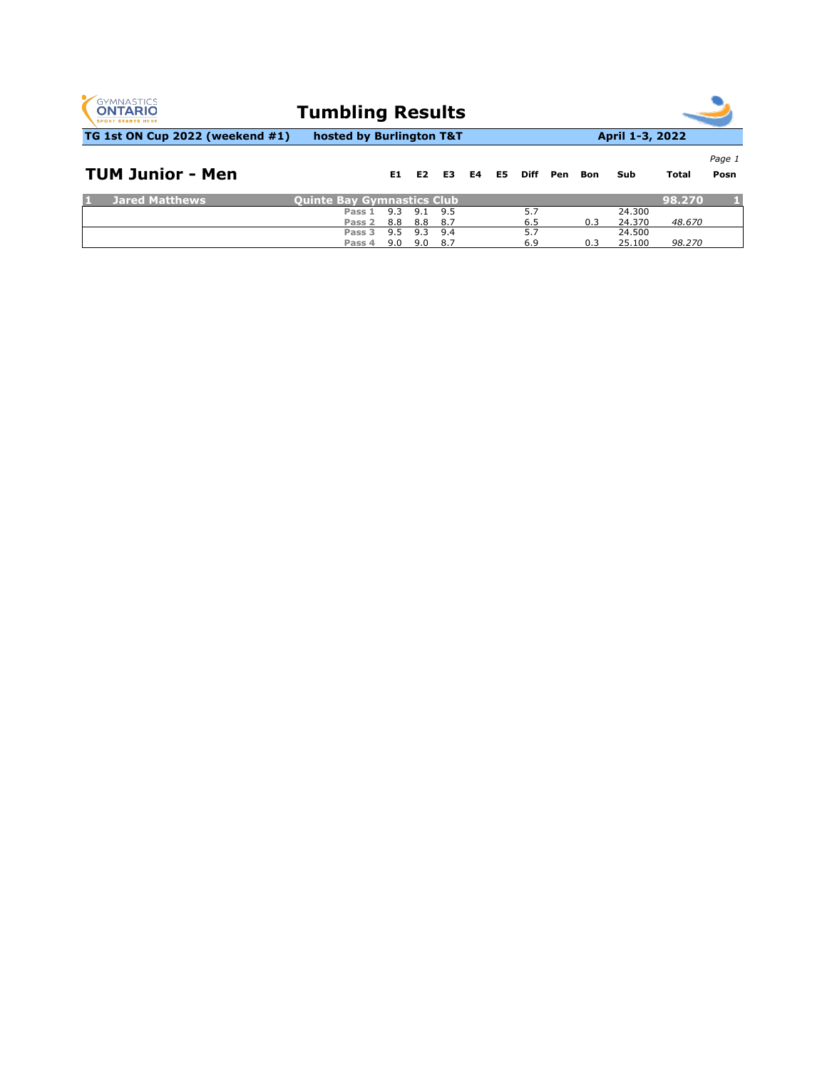# Tumbling Results

**TG 1st ON Cup 2022 (weekend #1)** **hosted by Burlington T&T** **April 1-3, 2022**

## TUM Junior - Men

| Posn | Name | Club | Pass | E1 | E2 | E3 | E4 | E5 | Diff | Pen | Bon | Sub | Total |
|---|---|---|---|---|---|---|---|---|---|---|---|---|---|
| 1 | Jared Matthews | Quinte Bay Gymnastics Club | | | | | | | | | | | 98.270 |
| | | | Pass 1 | 9.3 | 9.1 | 9.5 | | | 5.7 | | | 24.300 | |
| | | | Pass 2 | 8.8 | 8.8 | 8.7 | | | 6.5 | | 0.3 | 24.370 | *48.670* |
| | | | Pass 3 | 9.5 | 9.3 | 9.4 | | | 5.7 | | | 24.500 | |
| | | | Pass 4 | 9.0 | 9.0 | 8.7 | | | 6.9 | | 0.3 | 25.100 | *98.270* |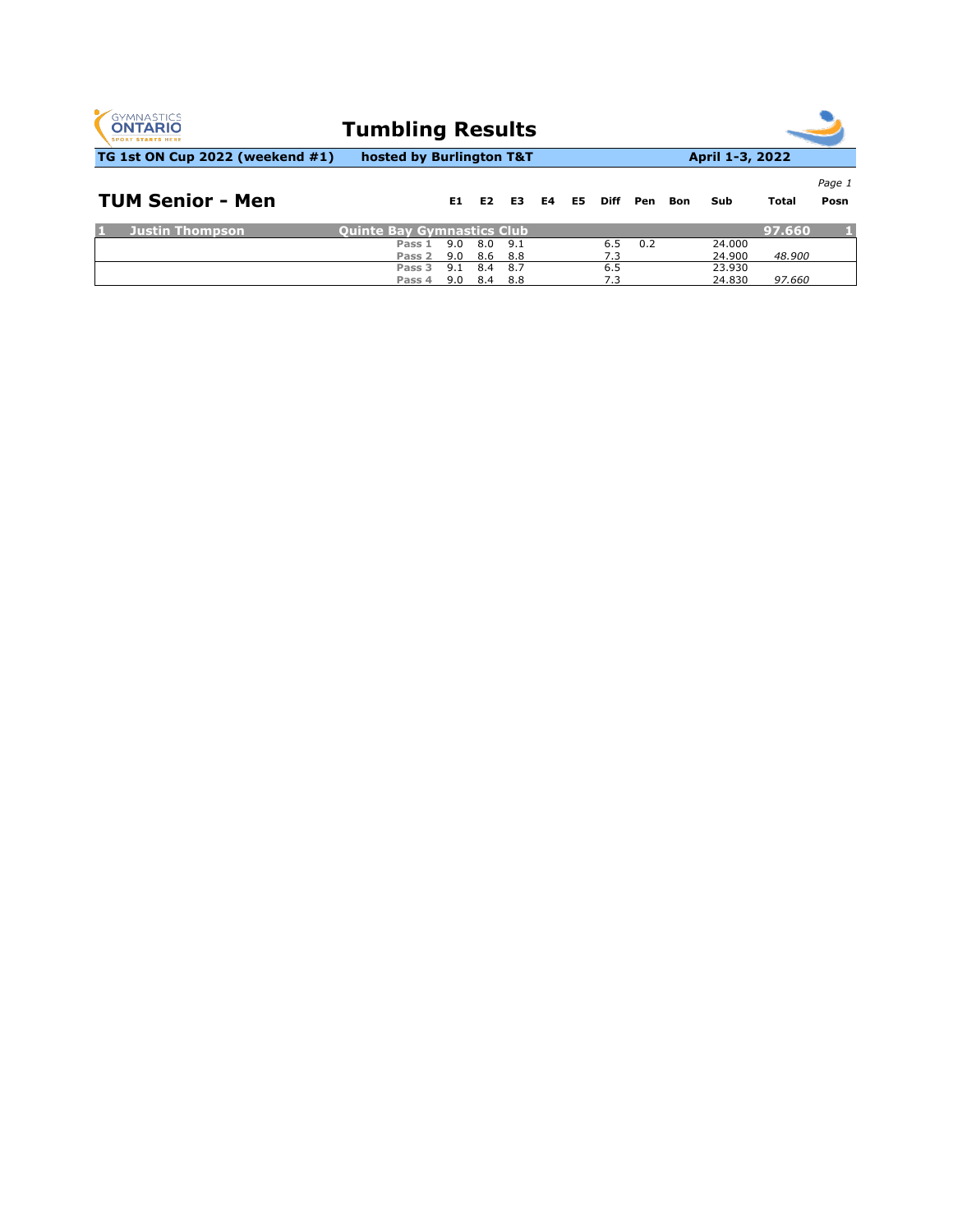# Tumbling Results

**TG 1st ON Cup 2022 (weekend #1)** **hosted by Burlington T&T** **April 1-3, 2022**

## TUM Senior - Men

| | | | E1 | E2 | E3 | E4 | E5 | Diff | Pen | Bon | Sub | Total | Posn |
|---|---|---|---|---|---|---|---|---|---|---|---|---|---|
| **1** | **Justin Thompson** | **Quinte Bay Gymnastics Club** | | | | | | | | | | **97.660** | **1** |
| | | Pass 1 | 9.0 | 8.0 | 9.1 | | | 6.5 | 0.2 | | 24.000 | | |
| | | Pass 2 | 9.0 | 8.6 | 8.8 | | | 7.3 | | | 24.900 | *48.900* | |
| | | Pass 3 | 9.1 | 8.4 | 8.7 | | | 6.5 | | | 23.930 | | |
| | | Pass 4 | 9.0 | 8.4 | 8.8 | | | 7.3 | | | 24.830 | *97.660* | |